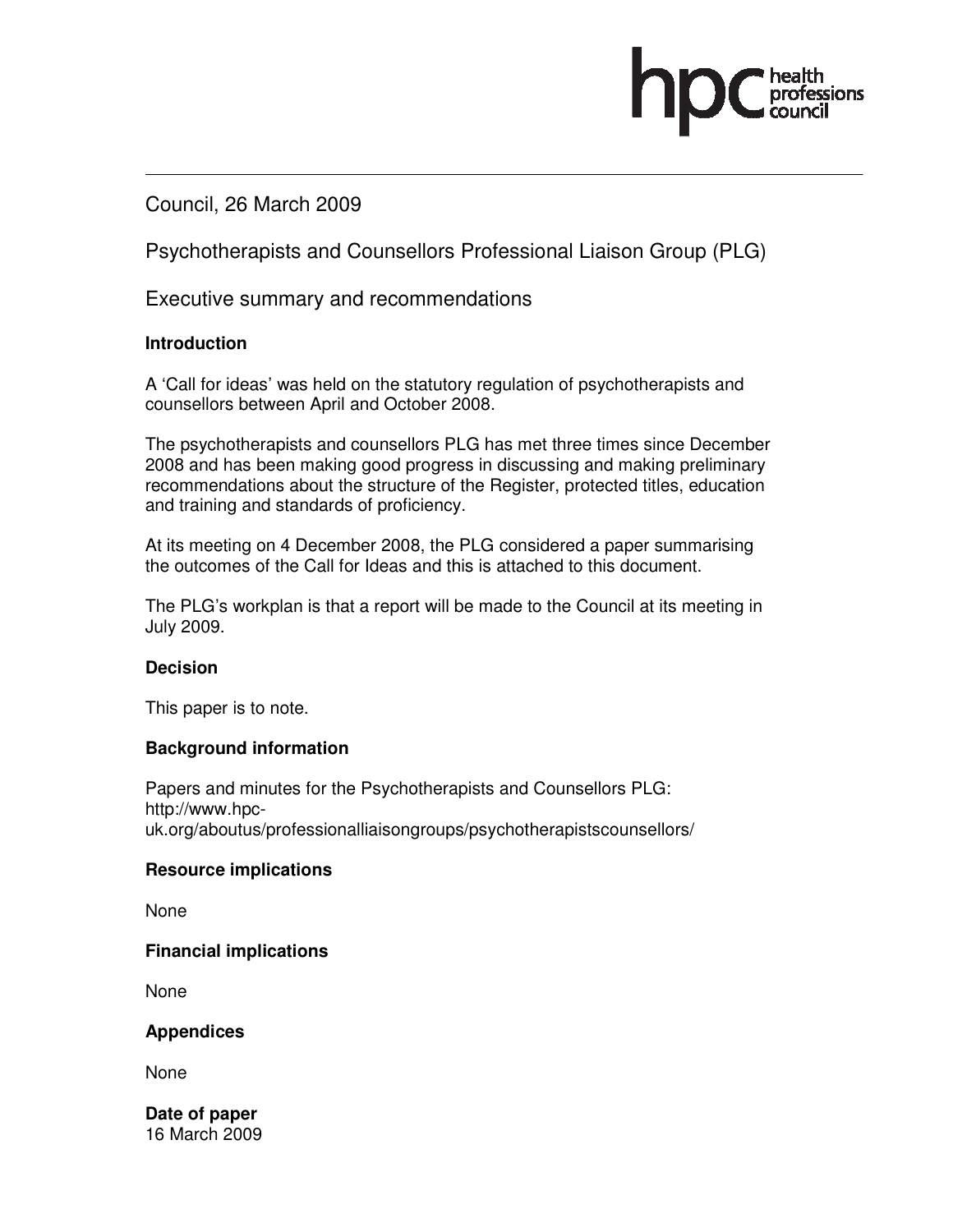Council, 26 March 2009

Psychotherapists and Counsellors Professional Liaison Group (PLG)

Executive summary and recommendations

**Introduction**

A 'Call for ideas' was held on the statutory regulation of psychotherapists and counsellors between April and October 2008.

The psychotherapists and counsellors PLG has met three times since December 2008 and has been making good progress in discussing and making preliminary recommendations about the structure of the Register, protected titles, education and training and standards of proficiency.

At its meeting on 4 December 2008, the PLG considered a paper summarising the outcomes of the Call for Ideas and this is attached to this document.

The PLG's workplan is that a report will be made to the Council at its meeting in July 2009.

**Decision**

This paper is to note.

**Background information**

Papers and minutes for the Psychotherapists and Counsellors PLG: http://www.hpc-uk.org/aboutus/professionalliaisongroups/psychotherapistscounsellors/

**Resource implications**

None

**Financial implications**

None

**Appendices**

None

**Date of paper**
16 March 2009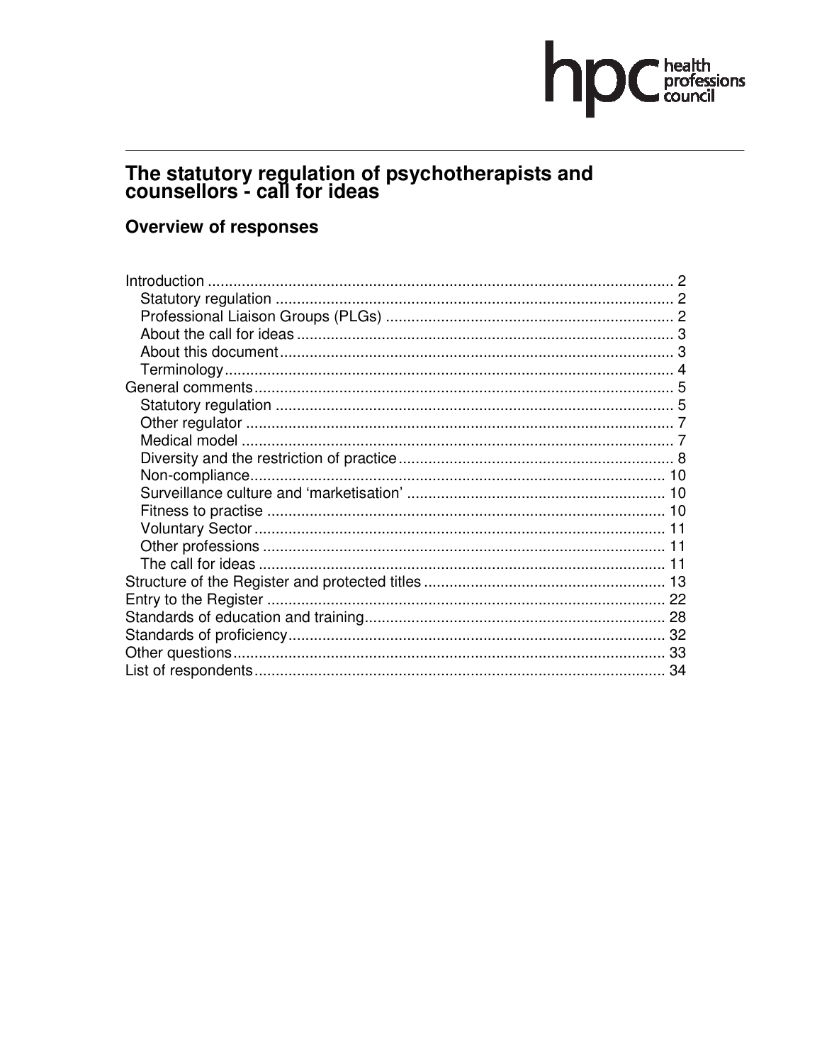# The statutory regulation of psychotherapists and counsellors - call for ideas

## Overview of responses

- Introduction ..... 2
  - Statutory regulation ..... 2
  - Professional Liaison Groups (PLGs) ..... 2
  - About the call for ideas ..... 3
  - About this document ..... 3
  - Terminology ..... 4
- General comments ..... 5
  - Statutory regulation ..... 5
  - Other regulator ..... 7
  - Medical model ..... 7
  - Diversity and the restriction of practice ..... 8
  - Non-compliance ..... 10
  - Surveillance culture and 'marketisation' ..... 10
  - Fitness to practise ..... 10
  - Voluntary Sector ..... 11
  - Other professions ..... 11
  - The call for ideas ..... 11
- Structure of the Register and protected titles ..... 13
- Entry to the Register ..... 22
- Standards of education and training ..... 28
- Standards of proficiency ..... 32
- Other questions ..... 33
- List of respondents ..... 34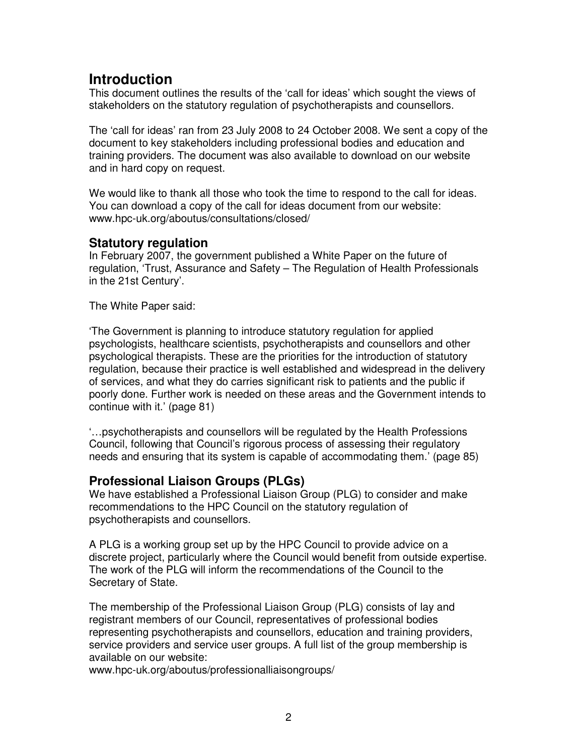# Introduction

This document outlines the results of the 'call for ideas' which sought the views of stakeholders on the statutory regulation of psychotherapists and counsellors.

The 'call for ideas' ran from 23 July 2008 to 24 October 2008. We sent a copy of the document to key stakeholders including professional bodies and education and training providers. The document was also available to download on our website and in hard copy on request.

We would like to thank all those who took the time to respond to the call for ideas. You can download a copy of the call for ideas document from our website: www.hpc-uk.org/aboutus/consultations/closed/

## Statutory regulation

In February 2007, the government published a White Paper on the future of regulation, 'Trust, Assurance and Safety – The Regulation of Health Professionals in the 21st Century'.

The White Paper said:

'The Government is planning to introduce statutory regulation for applied psychologists, healthcare scientists, psychotherapists and counsellors and other psychological therapists. These are the priorities for the introduction of statutory regulation, because their practice is well established and widespread in the delivery of services, and what they do carries significant risk to patients and the public if poorly done. Further work is needed on these areas and the Government intends to continue with it.' (page 81)

'…psychotherapists and counsellors will be regulated by the Health Professions Council, following that Council's rigorous process of assessing their regulatory needs and ensuring that its system is capable of accommodating them.' (page 85)

## Professional Liaison Groups (PLGs)

We have established a Professional Liaison Group (PLG) to consider and make recommendations to the HPC Council on the statutory regulation of psychotherapists and counsellors.

A PLG is a working group set up by the HPC Council to provide advice on a discrete project, particularly where the Council would benefit from outside expertise. The work of the PLG will inform the recommendations of the Council to the Secretary of State.

The membership of the Professional Liaison Group (PLG) consists of lay and registrant members of our Council, representatives of professional bodies representing psychotherapists and counsellors, education and training providers, service providers and service user groups. A full list of the group membership is available on our website:
www.hpc-uk.org/aboutus/professionalliaisongroups/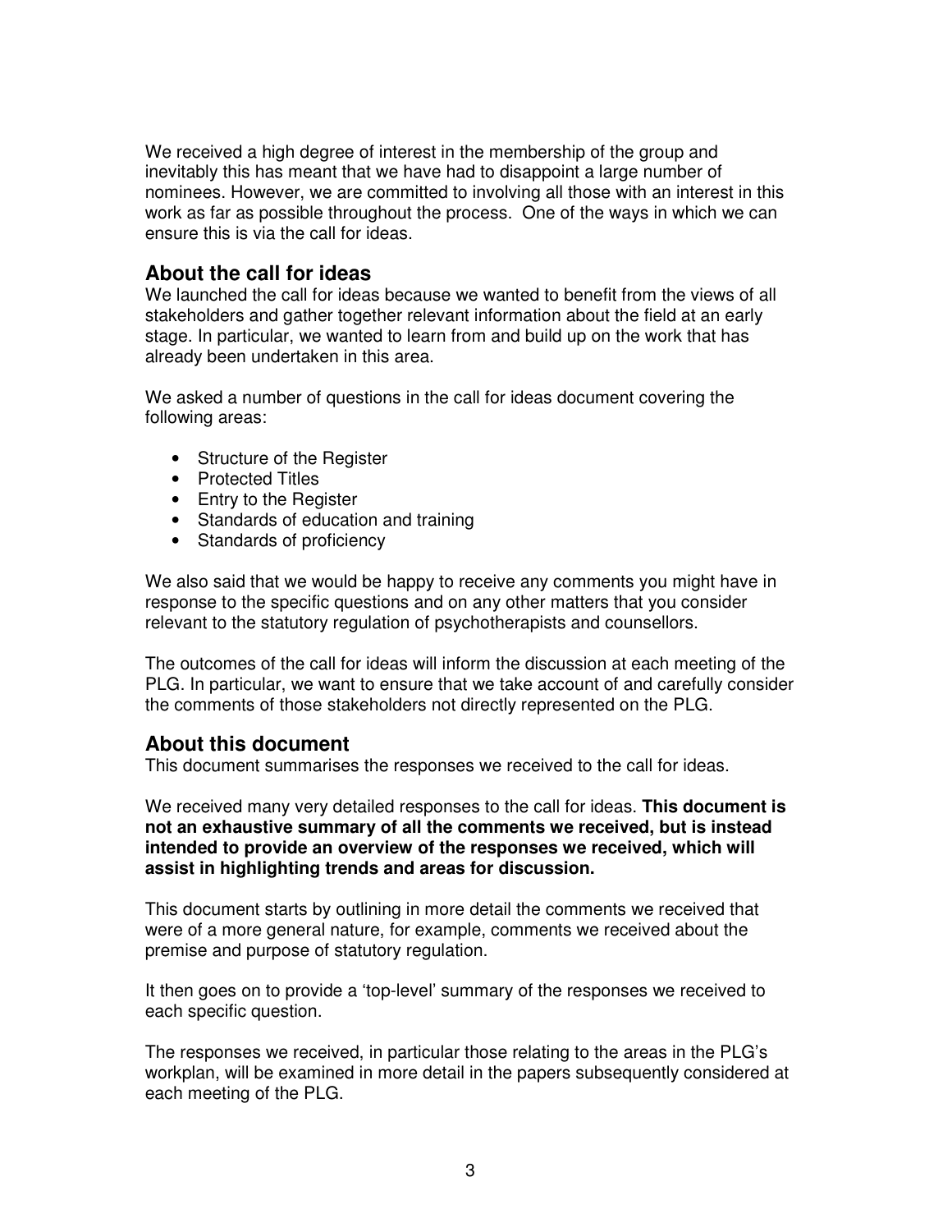We received a high degree of interest in the membership of the group and inevitably this has meant that we have had to disappoint a large number of nominees. However, we are committed to involving all those with an interest in this work as far as possible throughout the process. One of the ways in which we can ensure this is via the call for ideas.

## About the call for ideas

We launched the call for ideas because we wanted to benefit from the views of all stakeholders and gather together relevant information about the field at an early stage. In particular, we wanted to learn from and build up on the work that has already been undertaken in this area.

We asked a number of questions in the call for ideas document covering the following areas:

- Structure of the Register
- Protected Titles
- Entry to the Register
- Standards of education and training
- Standards of proficiency

We also said that we would be happy to receive any comments you might have in response to the specific questions and on any other matters that you consider relevant to the statutory regulation of psychotherapists and counsellors.

The outcomes of the call for ideas will inform the discussion at each meeting of the PLG. In particular, we want to ensure that we take account of and carefully consider the comments of those stakeholders not directly represented on the PLG.

## About this document

This document summarises the responses we received to the call for ideas.

We received many very detailed responses to the call for ideas. **This document is not an exhaustive summary of all the comments we received, but is instead intended to provide an overview of the responses we received, which will assist in highlighting trends and areas for discussion.**

This document starts by outlining in more detail the comments we received that were of a more general nature, for example, comments we received about the premise and purpose of statutory regulation.

It then goes on to provide a 'top-level' summary of the responses we received to each specific question.

The responses we received, in particular those relating to the areas in the PLG's workplan, will be examined in more detail in the papers subsequently considered at each meeting of the PLG.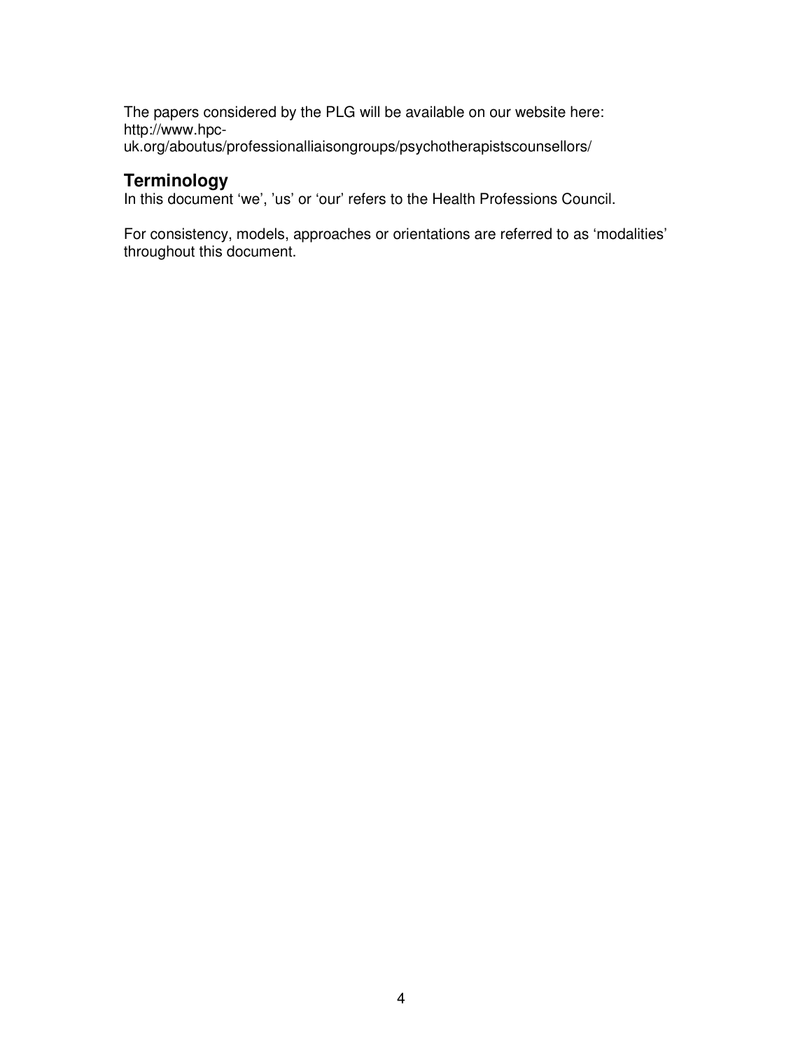The papers considered by the PLG will be available on our website here: http://www.hpc-uk.org/aboutus/professionalliaisongroups/psychotherapistscounsellors/

## Terminology

In this document 'we', 'us' or 'our' refers to the Health Professions Council.

For consistency, models, approaches or orientations are referred to as 'modalities' throughout this document.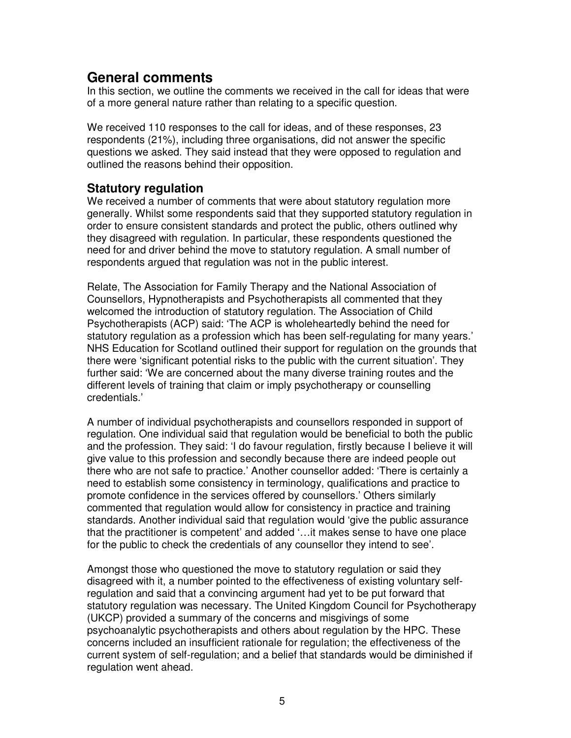## General comments

In this section, we outline the comments we received in the call for ideas that were of a more general nature rather than relating to a specific question.

We received 110 responses to the call for ideas, and of these responses, 23 respondents (21%), including three organisations, did not answer the specific questions we asked. They said instead that they were opposed to regulation and outlined the reasons behind their opposition.

### Statutory regulation

We received a number of comments that were about statutory regulation more generally. Whilst some respondents said that they supported statutory regulation in order to ensure consistent standards and protect the public, others outlined why they disagreed with regulation. In particular, these respondents questioned the need for and driver behind the move to statutory regulation. A small number of respondents argued that regulation was not in the public interest.

Relate, The Association for Family Therapy and the National Association of Counsellors, Hypnotherapists and Psychotherapists all commented that they welcomed the introduction of statutory regulation. The Association of Child Psychotherapists (ACP) said: 'The ACP is wholeheartedly behind the need for statutory regulation as a profession which has been self-regulating for many years.' NHS Education for Scotland outlined their support for regulation on the grounds that there were 'significant potential risks to the public with the current situation'. They further said: 'We are concerned about the many diverse training routes and the different levels of training that claim or imply psychotherapy or counselling credentials.'

A number of individual psychotherapists and counsellors responded in support of regulation. One individual said that regulation would be beneficial to both the public and the profession. They said: 'I do favour regulation, firstly because I believe it will give value to this profession and secondly because there are indeed people out there who are not safe to practice.' Another counsellor added: 'There is certainly a need to establish some consistency in terminology, qualifications and practice to promote confidence in the services offered by counsellors.' Others similarly commented that regulation would allow for consistency in practice and training standards. Another individual said that regulation would 'give the public assurance that the practitioner is competent' and added '…it makes sense to have one place for the public to check the credentials of any counsellor they intend to see'.

Amongst those who questioned the move to statutory regulation or said they disagreed with it, a number pointed to the effectiveness of existing voluntary self-regulation and said that a convincing argument had yet to be put forward that statutory regulation was necessary. The United Kingdom Council for Psychotherapy (UKCP) provided a summary of the concerns and misgivings of some psychoanalytic psychotherapists and others about regulation by the HPC. These concerns included an insufficient rationale for regulation; the effectiveness of the current system of self-regulation; and a belief that standards would be diminished if regulation went ahead.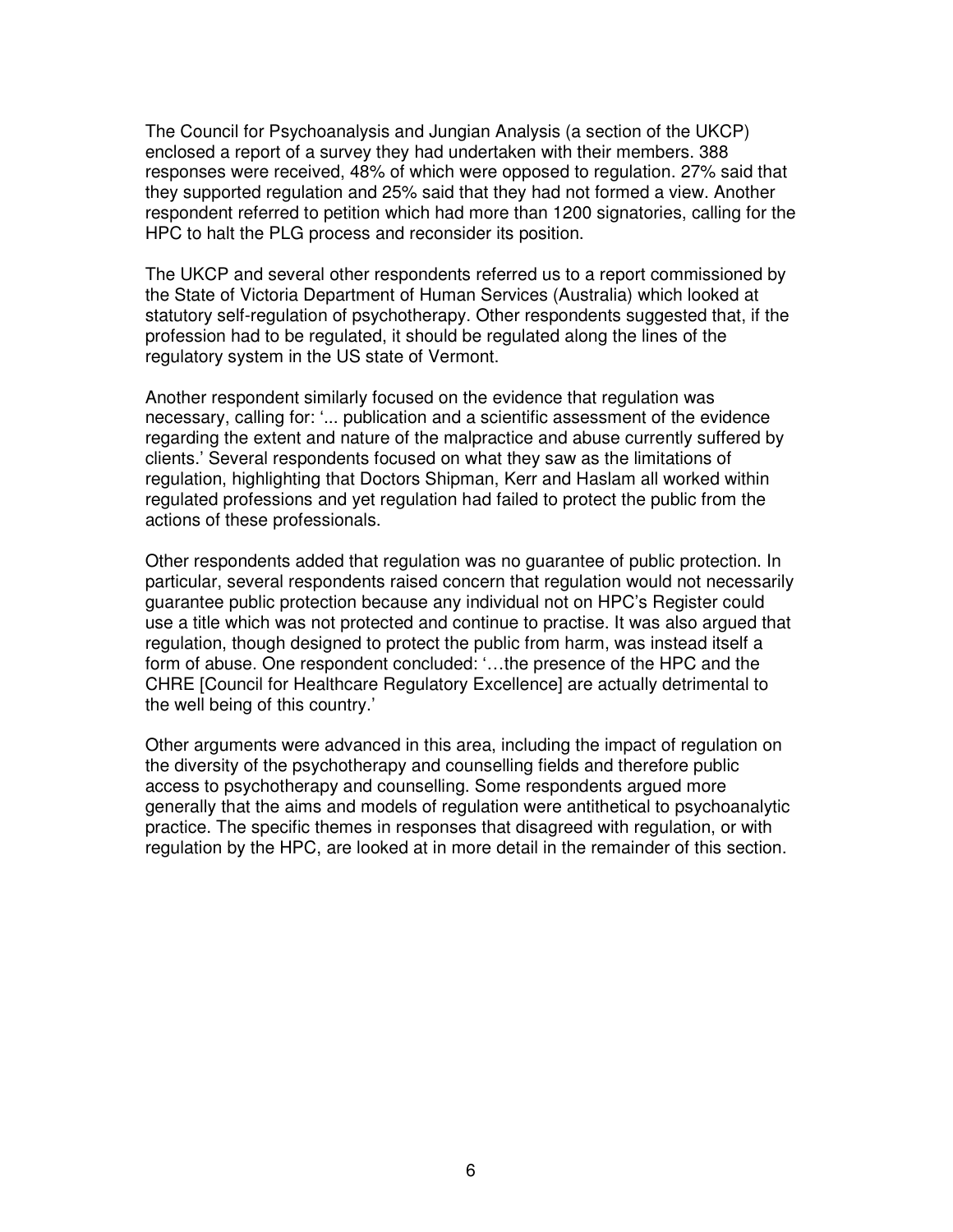The Council for Psychoanalysis and Jungian Analysis (a section of the UKCP) enclosed a report of a survey they had undertaken with their members. 388 responses were received, 48% of which were opposed to regulation. 27% said that they supported regulation and 25% said that they had not formed a view. Another respondent referred to petition which had more than 1200 signatories, calling for the HPC to halt the PLG process and reconsider its position.

The UKCP and several other respondents referred us to a report commissioned by the State of Victoria Department of Human Services (Australia) which looked at statutory self-regulation of psychotherapy. Other respondents suggested that, if the profession had to be regulated, it should be regulated along the lines of the regulatory system in the US state of Vermont.

Another respondent similarly focused on the evidence that regulation was necessary, calling for: '... publication and a scientific assessment of the evidence regarding the extent and nature of the malpractice and abuse currently suffered by clients.' Several respondents focused on what they saw as the limitations of regulation, highlighting that Doctors Shipman, Kerr and Haslam all worked within regulated professions and yet regulation had failed to protect the public from the actions of these professionals.

Other respondents added that regulation was no guarantee of public protection. In particular, several respondents raised concern that regulation would not necessarily guarantee public protection because any individual not on HPC's Register could use a title which was not protected and continue to practise. It was also argued that regulation, though designed to protect the public from harm, was instead itself a form of abuse. One respondent concluded: '…the presence of the HPC and the CHRE [Council for Healthcare Regulatory Excellence] are actually detrimental to the well being of this country.'

Other arguments were advanced in this area, including the impact of regulation on the diversity of the psychotherapy and counselling fields and therefore public access to psychotherapy and counselling. Some respondents argued more generally that the aims and models of regulation were antithetical to psychoanalytic practice. The specific themes in responses that disagreed with regulation, or with regulation by the HPC, are looked at in more detail in the remainder of this section.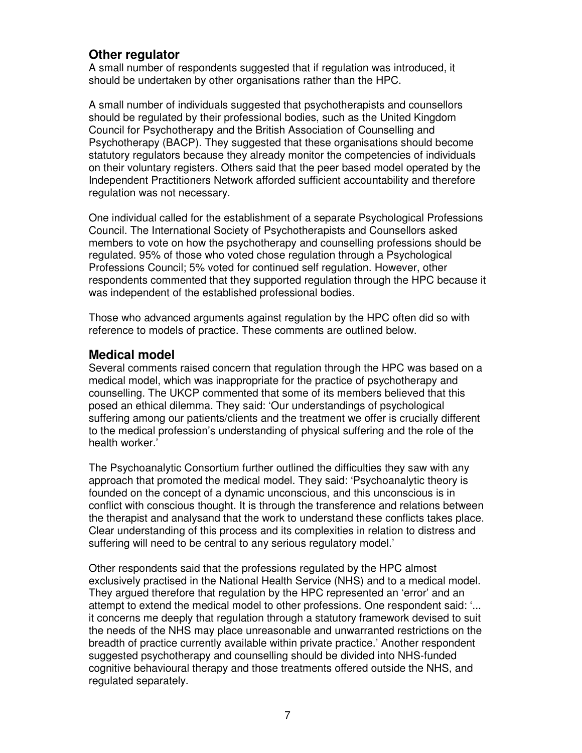## Other regulator

A small number of respondents suggested that if regulation was introduced, it should be undertaken by other organisations rather than the HPC.

A small number of individuals suggested that psychotherapists and counsellors should be regulated by their professional bodies, such as the United Kingdom Council for Psychotherapy and the British Association of Counselling and Psychotherapy (BACP). They suggested that these organisations should become statutory regulators because they already monitor the competencies of individuals on their voluntary registers. Others said that the peer based model operated by the Independent Practitioners Network afforded sufficient accountability and therefore regulation was not necessary.

One individual called for the establishment of a separate Psychological Professions Council. The International Society of Psychotherapists and Counsellors asked members to vote on how the psychotherapy and counselling professions should be regulated. 95% of those who voted chose regulation through a Psychological Professions Council; 5% voted for continued self regulation. However, other respondents commented that they supported regulation through the HPC because it was independent of the established professional bodies.

Those who advanced arguments against regulation by the HPC often did so with reference to models of practice. These comments are outlined below.

## Medical model

Several comments raised concern that regulation through the HPC was based on a medical model, which was inappropriate for the practice of psychotherapy and counselling. The UKCP commented that some of its members believed that this posed an ethical dilemma. They said: 'Our understandings of psychological suffering among our patients/clients and the treatment we offer is crucially different to the medical profession's understanding of physical suffering and the role of the health worker.'

The Psychoanalytic Consortium further outlined the difficulties they saw with any approach that promoted the medical model. They said: 'Psychoanalytic theory is founded on the concept of a dynamic unconscious, and this unconscious is in conflict with conscious thought. It is through the transference and relations between the therapist and analysand that the work to understand these conflicts takes place. Clear understanding of this process and its complexities in relation to distress and suffering will need to be central to any serious regulatory model.'

Other respondents said that the professions regulated by the HPC almost exclusively practised in the National Health Service (NHS) and to a medical model. They argued therefore that regulation by the HPC represented an 'error' and an attempt to extend the medical model to other professions. One respondent said: '... it concerns me deeply that regulation through a statutory framework devised to suit the needs of the NHS may place unreasonable and unwarranted restrictions on the breadth of practice currently available within private practice.' Another respondent suggested psychotherapy and counselling should be divided into NHS-funded cognitive behavioural therapy and those treatments offered outside the NHS, and regulated separately.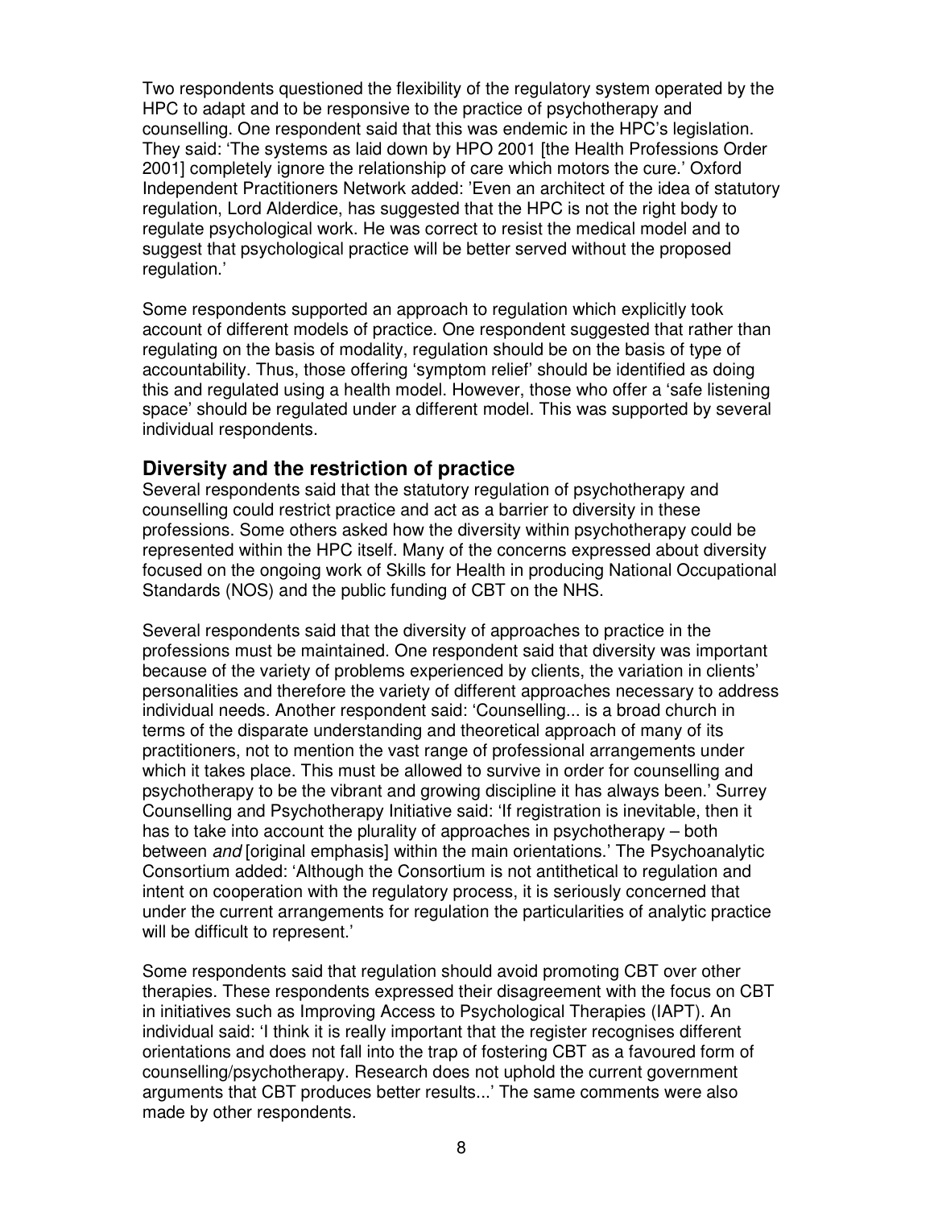Two respondents questioned the flexibility of the regulatory system operated by the HPC to adapt and to be responsive to the practice of psychotherapy and counselling. One respondent said that this was endemic in the HPC's legislation. They said: 'The systems as laid down by HPO 2001 [the Health Professions Order 2001] completely ignore the relationship of care which motors the cure.' Oxford Independent Practitioners Network added: 'Even an architect of the idea of statutory regulation, Lord Alderdice, has suggested that the HPC is not the right body to regulate psychological work. He was correct to resist the medical model and to suggest that psychological practice will be better served without the proposed regulation.'

Some respondents supported an approach to regulation which explicitly took account of different models of practice. One respondent suggested that rather than regulating on the basis of modality, regulation should be on the basis of type of accountability. Thus, those offering 'symptom relief' should be identified as doing this and regulated using a health model. However, those who offer a 'safe listening space' should be regulated under a different model. This was supported by several individual respondents.

## Diversity and the restriction of practice

Several respondents said that the statutory regulation of psychotherapy and counselling could restrict practice and act as a barrier to diversity in these professions. Some others asked how the diversity within psychotherapy could be represented within the HPC itself. Many of the concerns expressed about diversity focused on the ongoing work of Skills for Health in producing National Occupational Standards (NOS) and the public funding of CBT on the NHS.

Several respondents said that the diversity of approaches to practice in the professions must be maintained. One respondent said that diversity was important because of the variety of problems experienced by clients, the variation in clients' personalities and therefore the variety of different approaches necessary to address individual needs. Another respondent said: 'Counselling... is a broad church in terms of the disparate understanding and theoretical approach of many of its practitioners, not to mention the vast range of professional arrangements under which it takes place. This must be allowed to survive in order for counselling and psychotherapy to be the vibrant and growing discipline it has always been.' Surrey Counselling and Psychotherapy Initiative said: 'If registration is inevitable, then it has to take into account the plurality of approaches in psychotherapy – both between *and* [original emphasis] within the main orientations.' The Psychoanalytic Consortium added: 'Although the Consortium is not antithetical to regulation and intent on cooperation with the regulatory process, it is seriously concerned that under the current arrangements for regulation the particularities of analytic practice will be difficult to represent.'

Some respondents said that regulation should avoid promoting CBT over other therapies. These respondents expressed their disagreement with the focus on CBT in initiatives such as Improving Access to Psychological Therapies (IAPT). An individual said: 'I think it is really important that the register recognises different orientations and does not fall into the trap of fostering CBT as a favoured form of counselling/psychotherapy. Research does not uphold the current government arguments that CBT produces better results...' The same comments were also made by other respondents.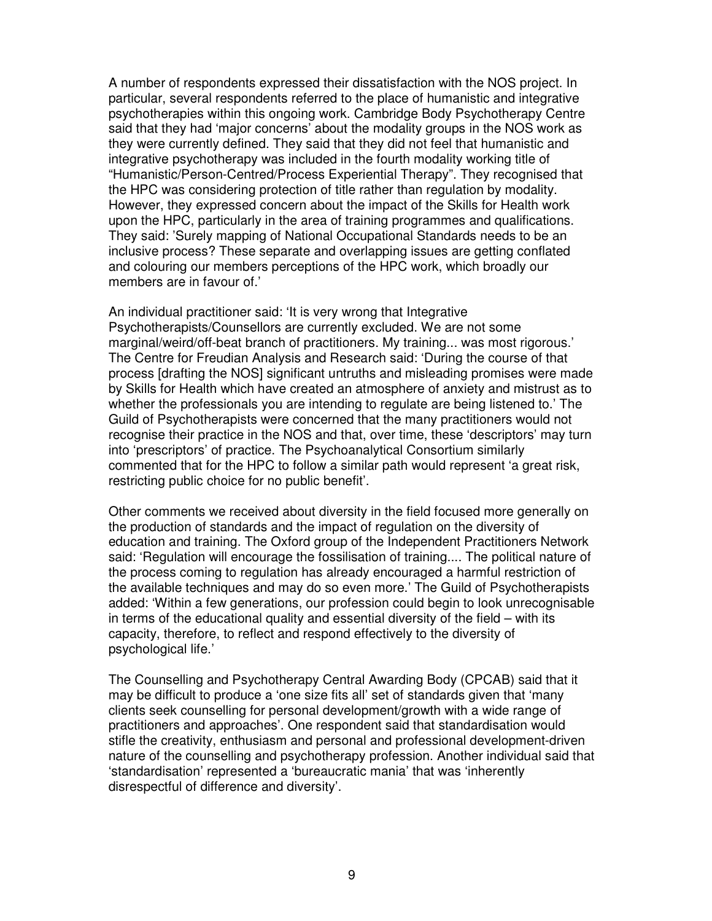A number of respondents expressed their dissatisfaction with the NOS project. In particular, several respondents referred to the place of humanistic and integrative psychotherapies within this ongoing work. Cambridge Body Psychotherapy Centre said that they had 'major concerns' about the modality groups in the NOS work as they were currently defined. They said that they did not feel that humanistic and integrative psychotherapy was included in the fourth modality working title of "Humanistic/Person-Centred/Process Experiential Therapy". They recognised that the HPC was considering protection of title rather than regulation by modality. However, they expressed concern about the impact of the Skills for Health work upon the HPC, particularly in the area of training programmes and qualifications. They said: 'Surely mapping of National Occupational Standards needs to be an inclusive process? These separate and overlapping issues are getting conflated and colouring our members perceptions of the HPC work, which broadly our members are in favour of.'

An individual practitioner said: 'It is very wrong that Integrative Psychotherapists/Counsellors are currently excluded. We are not some marginal/weird/off-beat branch of practitioners. My training... was most rigorous.' The Centre for Freudian Analysis and Research said: 'During the course of that process [drafting the NOS] significant untruths and misleading promises were made by Skills for Health which have created an atmosphere of anxiety and mistrust as to whether the professionals you are intending to regulate are being listened to.' The Guild of Psychotherapists were concerned that the many practitioners would not recognise their practice in the NOS and that, over time, these 'descriptors' may turn into 'prescriptors' of practice. The Psychoanalytical Consortium similarly commented that for the HPC to follow a similar path would represent 'a great risk, restricting public choice for no public benefit'.

Other comments we received about diversity in the field focused more generally on the production of standards and the impact of regulation on the diversity of education and training. The Oxford group of the Independent Practitioners Network said: 'Regulation will encourage the fossilisation of training.... The political nature of the process coming to regulation has already encouraged a harmful restriction of the available techniques and may do so even more.' The Guild of Psychotherapists added: 'Within a few generations, our profession could begin to look unrecognisable in terms of the educational quality and essential diversity of the field – with its capacity, therefore, to reflect and respond effectively to the diversity of psychological life.'

The Counselling and Psychotherapy Central Awarding Body (CPCAB) said that it may be difficult to produce a 'one size fits all' set of standards given that 'many clients seek counselling for personal development/growth with a wide range of practitioners and approaches'. One respondent said that standardisation would stifle the creativity, enthusiasm and personal and professional development-driven nature of the counselling and psychotherapy profession. Another individual said that 'standardisation' represented a 'bureaucratic mania' that was 'inherently disrespectful of difference and diversity'.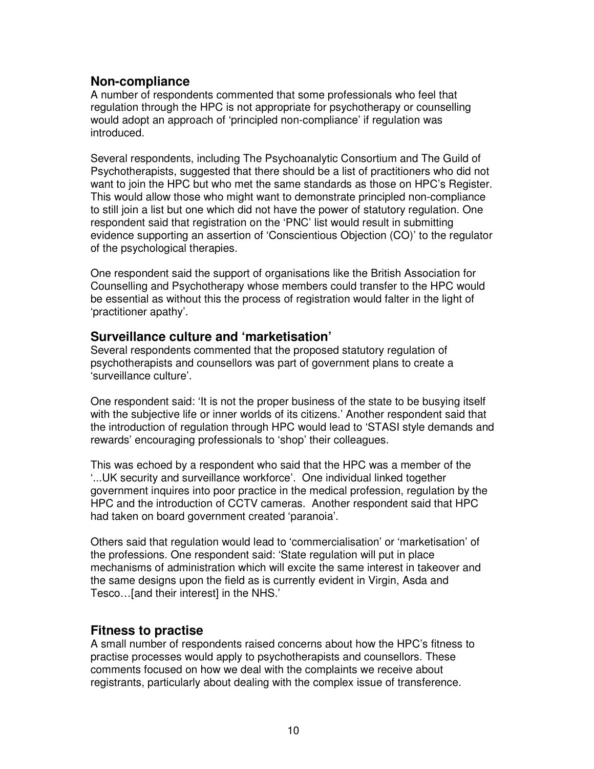## Non-compliance

A number of respondents commented that some professionals who feel that regulation through the HPC is not appropriate for psychotherapy or counselling would adopt an approach of 'principled non-compliance' if regulation was introduced.

Several respondents, including The Psychoanalytic Consortium and The Guild of Psychotherapists, suggested that there should be a list of practitioners who did not want to join the HPC but who met the same standards as those on HPC's Register. This would allow those who might want to demonstrate principled non-compliance to still join a list but one which did not have the power of statutory regulation. One respondent said that registration on the 'PNC' list would result in submitting evidence supporting an assertion of 'Conscientious Objection (CO)' to the regulator of the psychological therapies.

One respondent said the support of organisations like the British Association for Counselling and Psychotherapy whose members could transfer to the HPC would be essential as without this the process of registration would falter in the light of 'practitioner apathy'.

## Surveillance culture and 'marketisation'

Several respondents commented that the proposed statutory regulation of psychotherapists and counsellors was part of government plans to create a 'surveillance culture'.

One respondent said: 'It is not the proper business of the state to be busying itself with the subjective life or inner worlds of its citizens.' Another respondent said that the introduction of regulation through HPC would lead to 'STASI style demands and rewards' encouraging professionals to 'shop' their colleagues.

This was echoed by a respondent who said that the HPC was a member of the '...UK security and surveillance workforce'. One individual linked together government inquires into poor practice in the medical profession, regulation by the HPC and the introduction of CCTV cameras. Another respondent said that HPC had taken on board government created 'paranoia'.

Others said that regulation would lead to 'commercialisation' or 'marketisation' of the professions. One respondent said: 'State regulation will put in place mechanisms of administration which will excite the same interest in takeover and the same designs upon the field as is currently evident in Virgin, Asda and Tesco…[and their interest] in the NHS.'

## Fitness to practise

A small number of respondents raised concerns about how the HPC's fitness to practise processes would apply to psychotherapists and counsellors. These comments focused on how we deal with the complaints we receive about registrants, particularly about dealing with the complex issue of transference.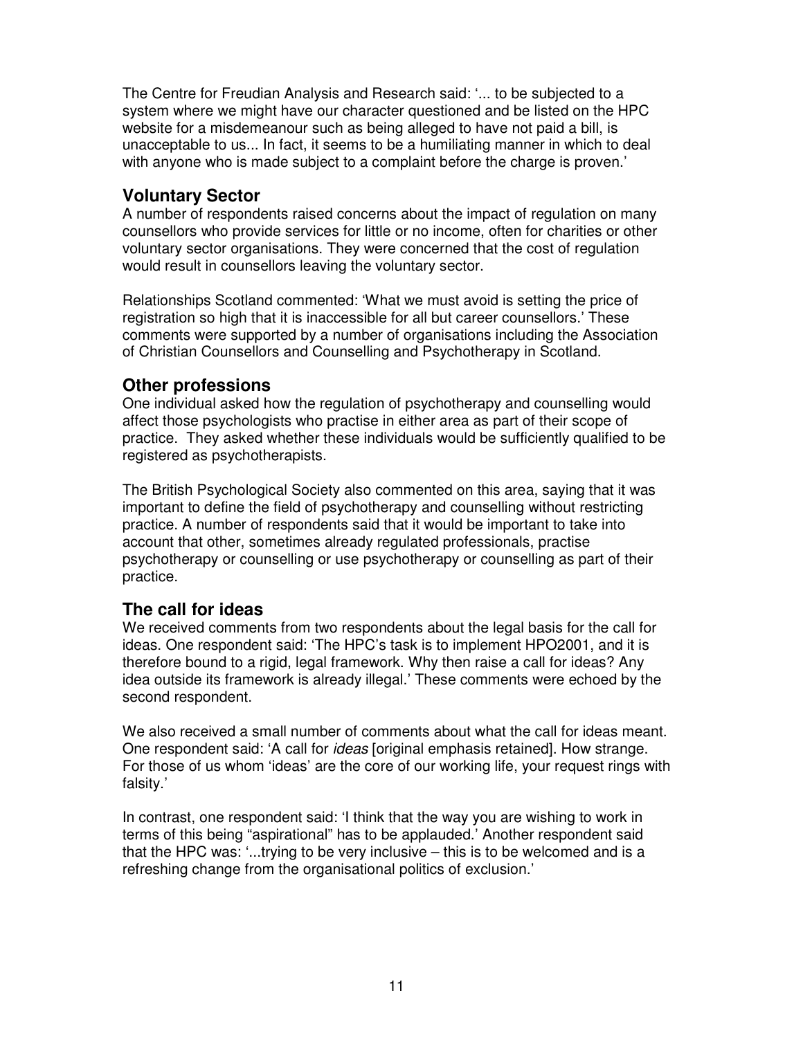The Centre for Freudian Analysis and Research said: '... to be subjected to a system where we might have our character questioned and be listed on the HPC website for a misdemeanour such as being alleged to have not paid a bill, is unacceptable to us... In fact, it seems to be a humiliating manner in which to deal with anyone who is made subject to a complaint before the charge is proven.'

## Voluntary Sector

A number of respondents raised concerns about the impact of regulation on many counsellors who provide services for little or no income, often for charities or other voluntary sector organisations. They were concerned that the cost of regulation would result in counsellors leaving the voluntary sector.

Relationships Scotland commented: 'What we must avoid is setting the price of registration so high that it is inaccessible for all but career counsellors.' These comments were supported by a number of organisations including the Association of Christian Counsellors and Counselling and Psychotherapy in Scotland.

## Other professions

One individual asked how the regulation of psychotherapy and counselling would affect those psychologists who practise in either area as part of their scope of practice. They asked whether these individuals would be sufficiently qualified to be registered as psychotherapists.

The British Psychological Society also commented on this area, saying that it was important to define the field of psychotherapy and counselling without restricting practice. A number of respondents said that it would be important to take into account that other, sometimes already regulated professionals, practise psychotherapy or counselling or use psychotherapy or counselling as part of their practice.

## The call for ideas

We received comments from two respondents about the legal basis for the call for ideas. One respondent said: 'The HPC's task is to implement HPO2001, and it is therefore bound to a rigid, legal framework. Why then raise a call for ideas? Any idea outside its framework is already illegal.' These comments were echoed by the second respondent.

We also received a small number of comments about what the call for ideas meant. One respondent said: 'A call for *ideas* [original emphasis retained]. How strange. For those of us whom 'ideas' are the core of our working life, your request rings with falsity.'

In contrast, one respondent said: 'I think that the way you are wishing to work in terms of this being "aspirational" has to be applauded.' Another respondent said that the HPC was: '...trying to be very inclusive – this is to be welcomed and is a refreshing change from the organisational politics of exclusion.'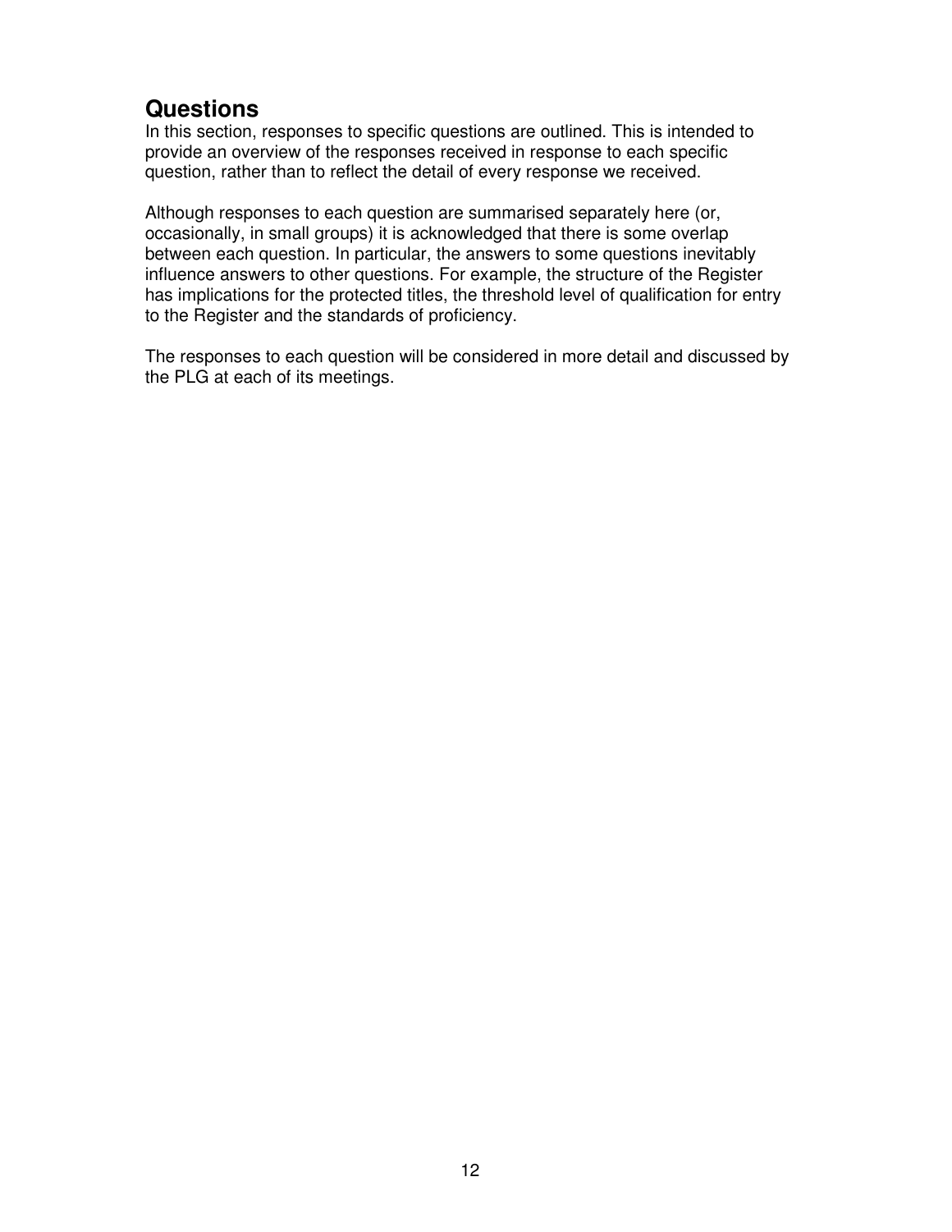## Questions

In this section, responses to specific questions are outlined. This is intended to provide an overview of the responses received in response to each specific question, rather than to reflect the detail of every response we received.

Although responses to each question are summarised separately here (or, occasionally, in small groups) it is acknowledged that there is some overlap between each question. In particular, the answers to some questions inevitably influence answers to other questions. For example, the structure of the Register has implications for the protected titles, the threshold level of qualification for entry to the Register and the standards of proficiency.

The responses to each question will be considered in more detail and discussed by the PLG at each of its meetings.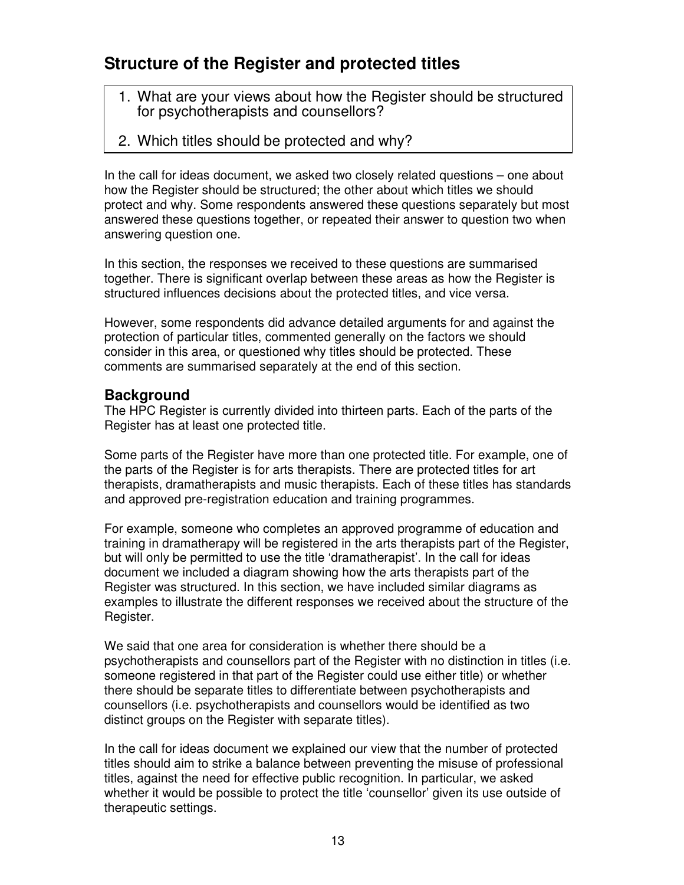## Structure of the Register and protected titles

1. What are your views about how the Register should be structured for psychotherapists and counsellors?
2. Which titles should be protected and why?

In the call for ideas document, we asked two closely related questions – one about how the Register should be structured; the other about which titles we should protect and why. Some respondents answered these questions separately but most answered these questions together, or repeated their answer to question two when answering question one.

In this section, the responses we received to these questions are summarised together. There is significant overlap between these areas as how the Register is structured influences decisions about the protected titles, and vice versa.

However, some respondents did advance detailed arguments for and against the protection of particular titles, commented generally on the factors we should consider in this area, or questioned why titles should be protected. These comments are summarised separately at the end of this section.

### Background

The HPC Register is currently divided into thirteen parts. Each of the parts of the Register has at least one protected title.

Some parts of the Register have more than one protected title. For example, one of the parts of the Register is for arts therapists. There are protected titles for art therapists, dramatherapists and music therapists. Each of these titles has standards and approved pre-registration education and training programmes.

For example, someone who completes an approved programme of education and training in dramatherapy will be registered in the arts therapists part of the Register, but will only be permitted to use the title 'dramatherapist'. In the call for ideas document we included a diagram showing how the arts therapists part of the Register was structured. In this section, we have included similar diagrams as examples to illustrate the different responses we received about the structure of the Register.

We said that one area for consideration is whether there should be a psychotherapists and counsellors part of the Register with no distinction in titles (i.e. someone registered in that part of the Register could use either title) or whether there should be separate titles to differentiate between psychotherapists and counsellors (i.e. psychotherapists and counsellors would be identified as two distinct groups on the Register with separate titles).

In the call for ideas document we explained our view that the number of protected titles should aim to strike a balance between preventing the misuse of professional titles, against the need for effective public recognition. In particular, we asked whether it would be possible to protect the title 'counsellor' given its use outside of therapeutic settings.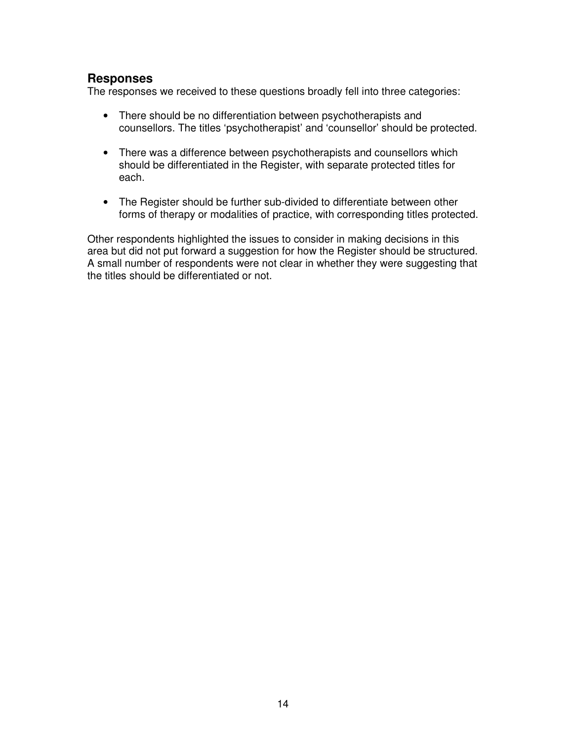## Responses

The responses we received to these questions broadly fell into three categories:

- There should be no differentiation between psychotherapists and counsellors. The titles 'psychotherapist' and 'counsellor' should be protected.
- There was a difference between psychotherapists and counsellors which should be differentiated in the Register, with separate protected titles for each.
- The Register should be further sub-divided to differentiate between other forms of therapy or modalities of practice, with corresponding titles protected.

Other respondents highlighted the issues to consider in making decisions in this area but did not put forward a suggestion for how the Register should be structured. A small number of respondents were not clear in whether they were suggesting that the titles should be differentiated or not.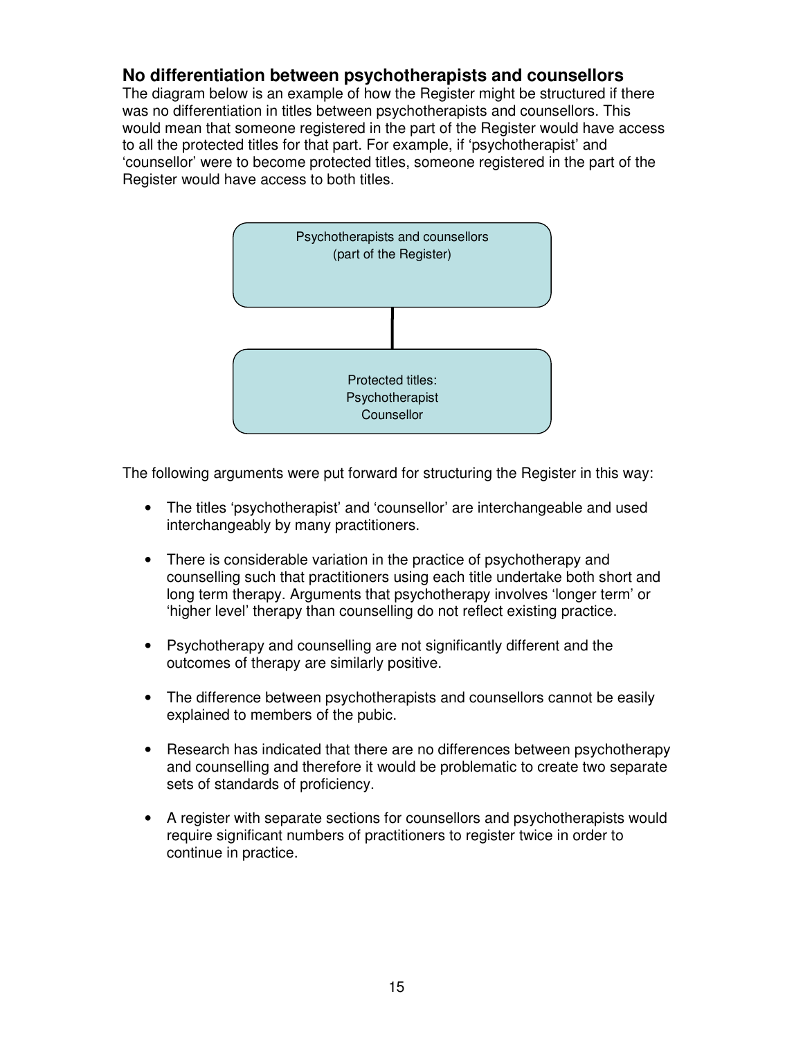## No differentiation between psychotherapists and counsellors

The diagram below is an example of how the Register might be structured if there was no differentiation in titles between psychotherapists and counsellors. This would mean that someone registered in the part of the Register would have access to all the protected titles for that part. For example, if 'psychotherapist' and 'counsellor' were to become protected titles, someone registered in the part of the Register would have access to both titles.

Psychotherapists and counsellors
(part of the Register)

Protected titles:
Psychotherapist
Counsellor

The following arguments were put forward for structuring the Register in this way:

- The titles 'psychotherapist' and 'counsellor' are interchangeable and used interchangeably by many practitioners.

- There is considerable variation in the practice of psychotherapy and counselling such that practitioners using each title undertake both short and long term therapy. Arguments that psychotherapy involves 'longer term' or 'higher level' therapy than counselling do not reflect existing practice.

- Psychotherapy and counselling are not significantly different and the outcomes of therapy are similarly positive.

- The difference between psychotherapists and counsellors cannot be easily explained to members of the pubic.

- Research has indicated that there are no differences between psychotherapy and counselling and therefore it would be problematic to create two separate sets of standards of proficiency.

- A register with separate sections for counsellors and psychotherapists would require significant numbers of practitioners to register twice in order to continue in practice.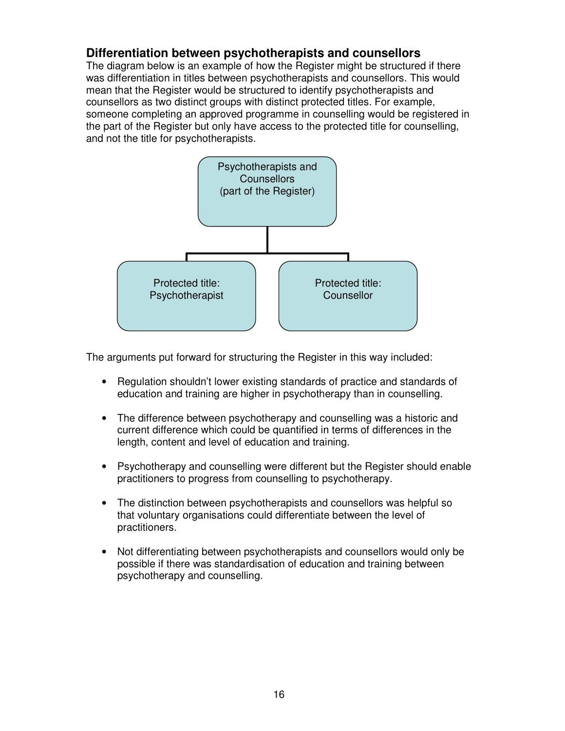## Differentiation between psychotherapists and counsellors

The diagram below is an example of how the Register might be structured if there was differentiation in titles between psychotherapists and counsellors. This would mean that the Register would be structured to identify psychotherapists and counsellors as two distinct groups with distinct protected titles. For example, someone completing an approved programme in counselling would be registered in the part of the Register but only have access to the protected title for counselling, and not the title for psychotherapists.

Psychotherapists and Counsellors (part of the Register)

- Protected title: Psychotherapist
- Protected title: Counsellor

The arguments put forward for structuring the Register in this way included:

- Regulation shouldn't lower existing standards of practice and standards of education and training are higher in psychotherapy than in counselling.
- The difference between psychotherapy and counselling was a historic and current difference which could be quantified in terms of differences in the length, content and level of education and training.
- Psychotherapy and counselling were different but the Register should enable practitioners to progress from counselling to psychotherapy.
- The distinction between psychotherapists and counsellors was helpful so that voluntary organisations could differentiate between the level of practitioners.
- Not differentiating between psychotherapists and counsellors would only be possible if there was standardisation of education and training between psychotherapy and counselling.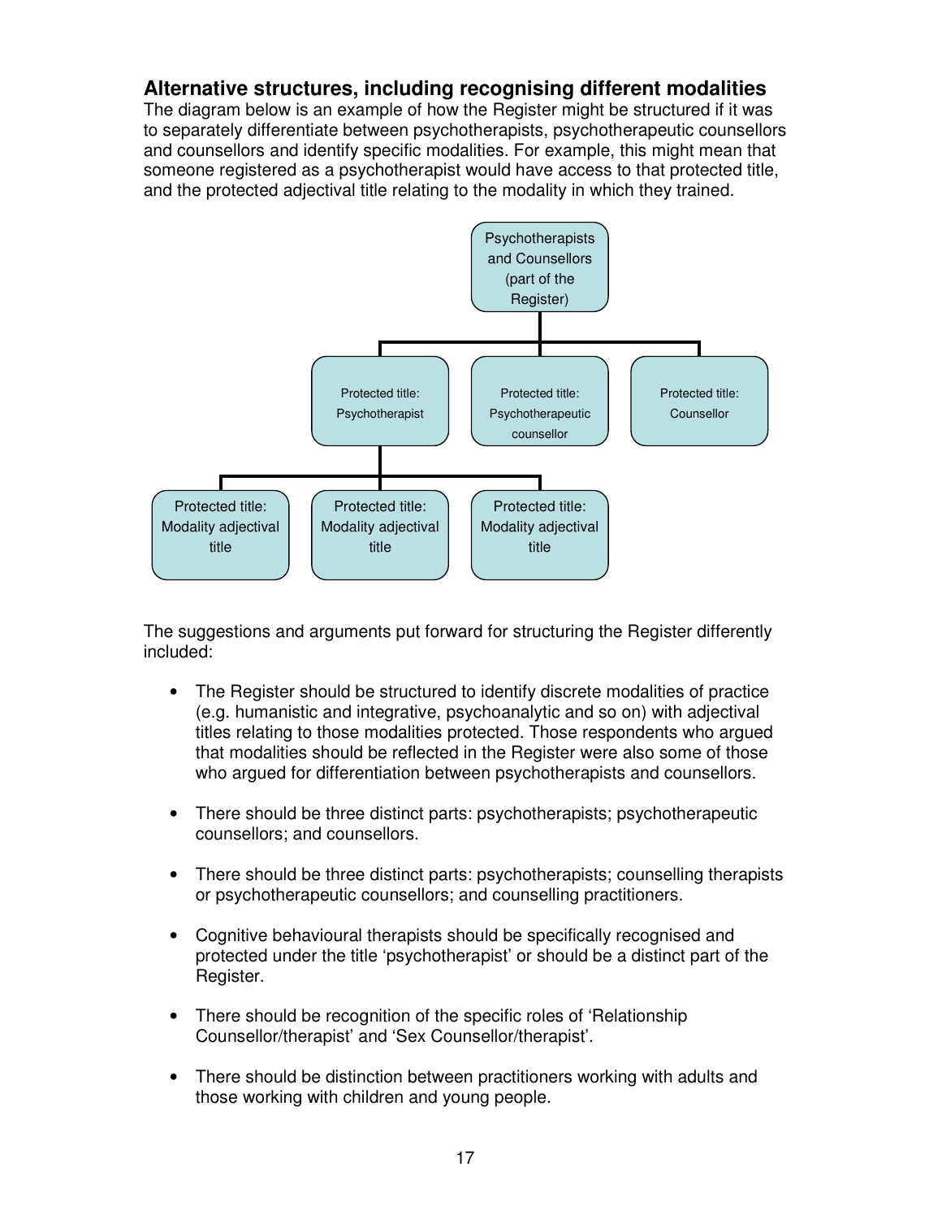## Alternative structures, including recognising different modalities

The diagram below is an example of how the Register might be structured if it was to separately differentiate between psychotherapists, psychotherapeutic counsellors and counsellors and identify specific modalities. For example, this might mean that someone registered as a psychotherapist would have access to that protected title, and the protected adjectival title relating to the modality in which they trained.

- Psychotherapists and Counsellors (part of the Register)
  - Protected title: Psychotherapist
    - Protected title: Modality adjectival title
    - Protected title: Modality adjectival title
    - Protected title: Modality adjectival title
  - Protected title: Psychotherapeutic counsellor
  - Protected title: Counsellor

The suggestions and arguments put forward for structuring the Register differently included:

- The Register should be structured to identify discrete modalities of practice (e.g. humanistic and integrative, psychoanalytic and so on) with adjectival titles relating to those modalities protected. Those respondents who argued that modalities should be reflected in the Register were also some of those who argued for differentiation between psychotherapists and counsellors.
- There should be three distinct parts: psychotherapists; psychotherapeutic counsellors; and counsellors.
- There should be three distinct parts: psychotherapists; counselling therapists or psychotherapeutic counsellors; and counselling practitioners.
- Cognitive behavioural therapists should be specifically recognised and protected under the title 'psychotherapist' or should be a distinct part of the Register.
- There should be recognition of the specific roles of 'Relationship Counsellor/therapist' and 'Sex Counsellor/therapist'.
- There should be distinction between practitioners working with adults and those working with children and young people.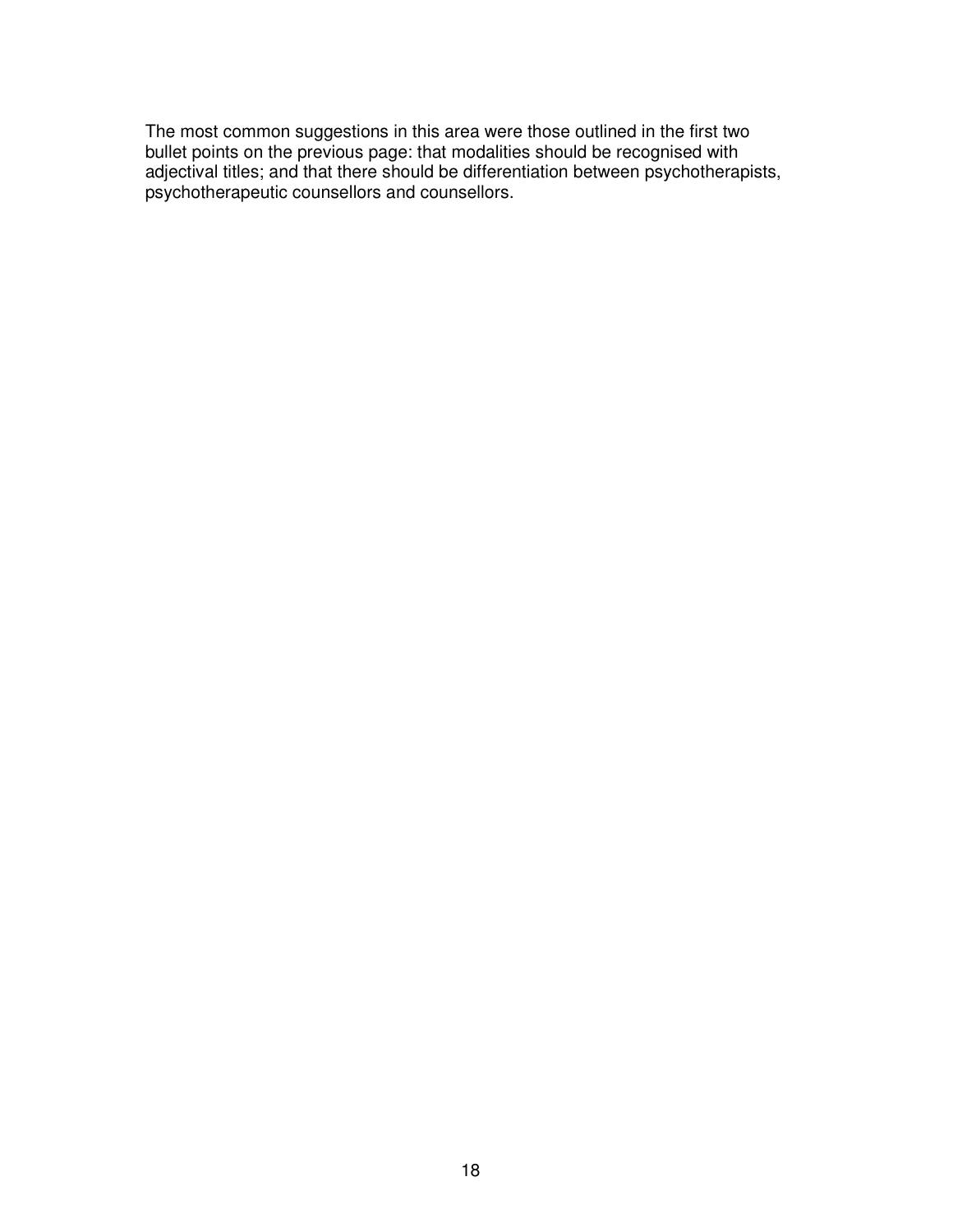The most common suggestions in this area were those outlined in the first two bullet points on the previous page: that modalities should be recognised with adjectival titles; and that there should be differentiation between psychotherapists, psychotherapeutic counsellors and counsellors.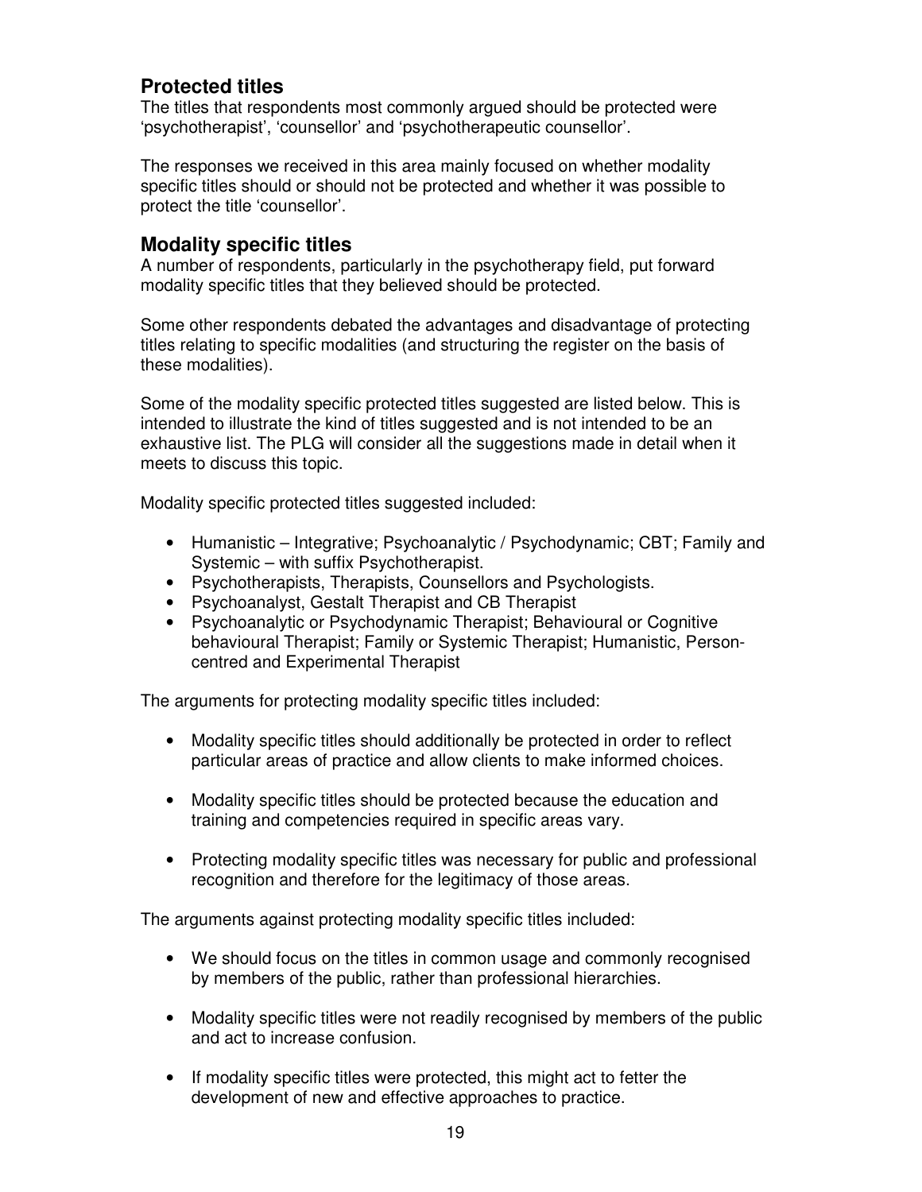## Protected titles

The titles that respondents most commonly argued should be protected were 'psychotherapist', 'counsellor' and 'psychotherapeutic counsellor'.

The responses we received in this area mainly focused on whether modality specific titles should or should not be protected and whether it was possible to protect the title 'counsellor'.

## Modality specific titles

A number of respondents, particularly in the psychotherapy field, put forward modality specific titles that they believed should be protected.

Some other respondents debated the advantages and disadvantage of protecting titles relating to specific modalities (and structuring the register on the basis of these modalities).

Some of the modality specific protected titles suggested are listed below. This is intended to illustrate the kind of titles suggested and is not intended to be an exhaustive list. The PLG will consider all the suggestions made in detail when it meets to discuss this topic.

Modality specific protected titles suggested included:

- Humanistic – Integrative; Psychoanalytic / Psychodynamic; CBT; Family and Systemic – with suffix Psychotherapist.
- Psychotherapists, Therapists, Counsellors and Psychologists.
- Psychoanalyst, Gestalt Therapist and CB Therapist
- Psychoanalytic or Psychodynamic Therapist; Behavioural or Cognitive behavioural Therapist; Family or Systemic Therapist; Humanistic, Person-centred and Experimental Therapist

The arguments for protecting modality specific titles included:

- Modality specific titles should additionally be protected in order to reflect particular areas of practice and allow clients to make informed choices.
- Modality specific titles should be protected because the education and training and competencies required in specific areas vary.
- Protecting modality specific titles was necessary for public and professional recognition and therefore for the legitimacy of those areas.

The arguments against protecting modality specific titles included:

- We should focus on the titles in common usage and commonly recognised by members of the public, rather than professional hierarchies.
- Modality specific titles were not readily recognised by members of the public and act to increase confusion.
- If modality specific titles were protected, this might act to fetter the development of new and effective approaches to practice.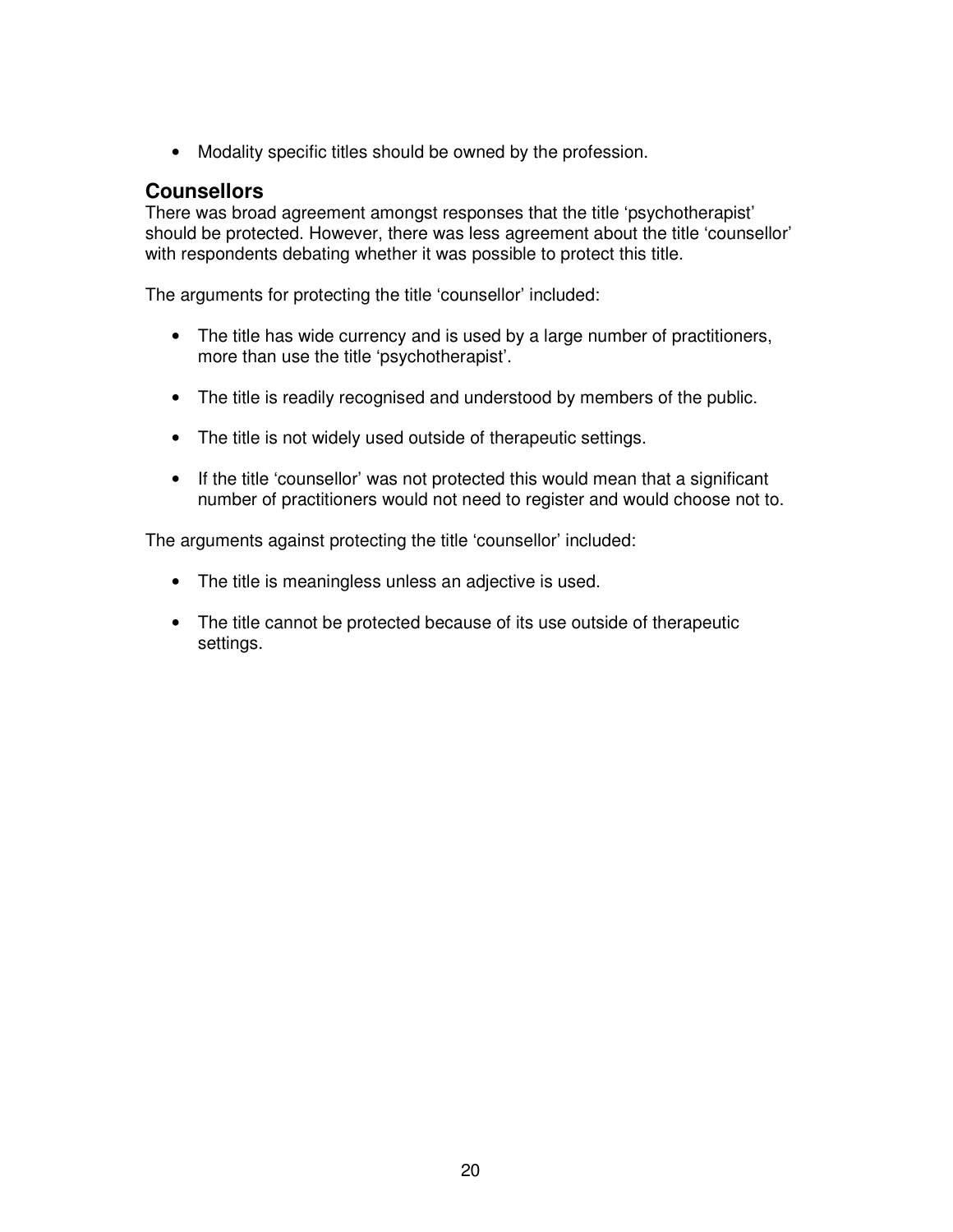- Modality specific titles should be owned by the profession.

## Counsellors

There was broad agreement amongst responses that the title 'psychotherapist' should be protected. However, there was less agreement about the title 'counsellor' with respondents debating whether it was possible to protect this title.

The arguments for protecting the title 'counsellor' included:

- The title has wide currency and is used by a large number of practitioners, more than use the title 'psychotherapist'.
- The title is readily recognised and understood by members of the public.
- The title is not widely used outside of therapeutic settings.
- If the title 'counsellor' was not protected this would mean that a significant number of practitioners would not need to register and would choose not to.

The arguments against protecting the title 'counsellor' included:

- The title is meaningless unless an adjective is used.
- The title cannot be protected because of its use outside of therapeutic settings.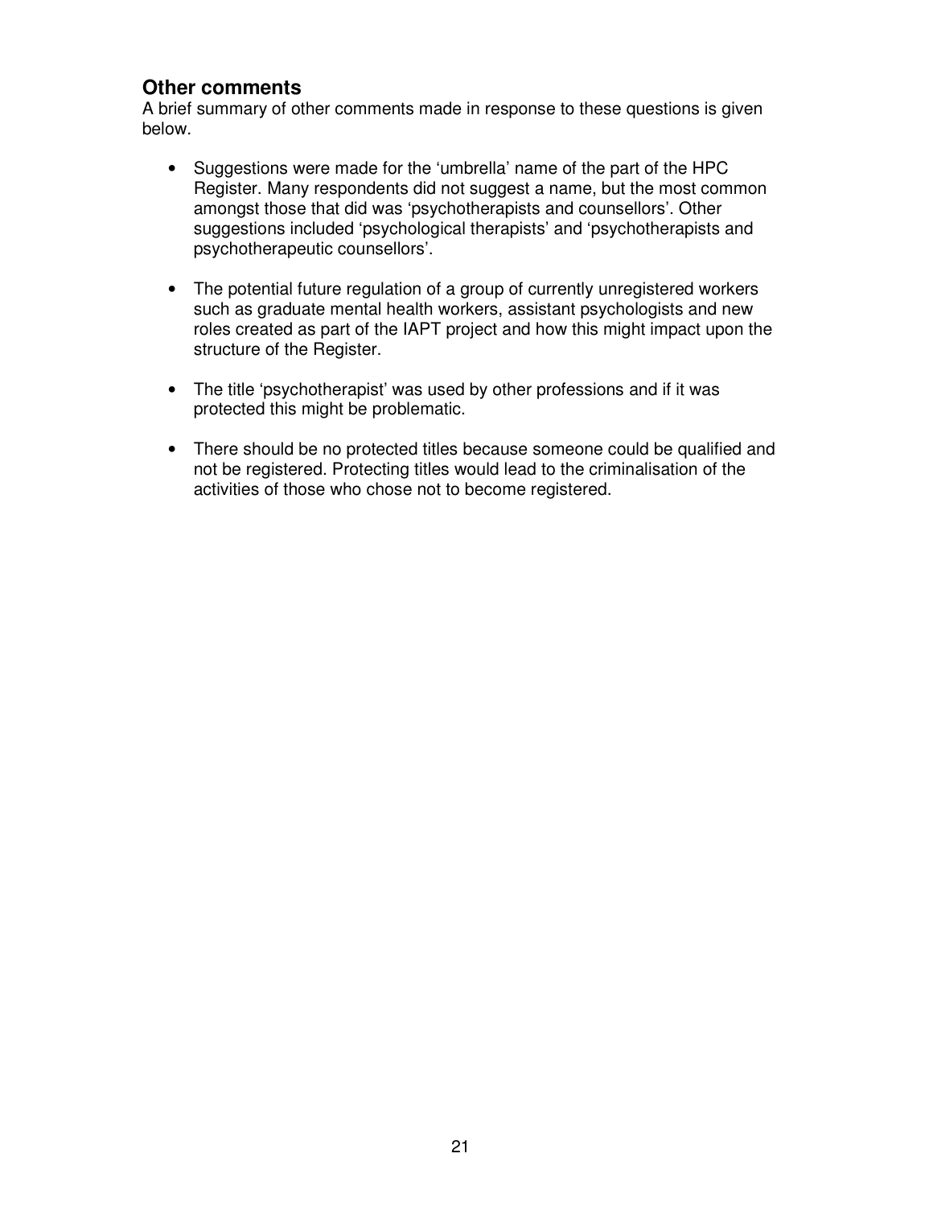## Other comments

A brief summary of other comments made in response to these questions is given below.

- Suggestions were made for the 'umbrella' name of the part of the HPC Register. Many respondents did not suggest a name, but the most common amongst those that did was 'psychotherapists and counsellors'. Other suggestions included 'psychological therapists' and 'psychotherapists and psychotherapeutic counsellors'.

- The potential future regulation of a group of currently unregistered workers such as graduate mental health workers, assistant psychologists and new roles created as part of the IAPT project and how this might impact upon the structure of the Register.

- The title 'psychotherapist' was used by other professions and if it was protected this might be problematic.

- There should be no protected titles because someone could be qualified and not be registered. Protecting titles would lead to the criminalisation of the activities of those who chose not to become registered.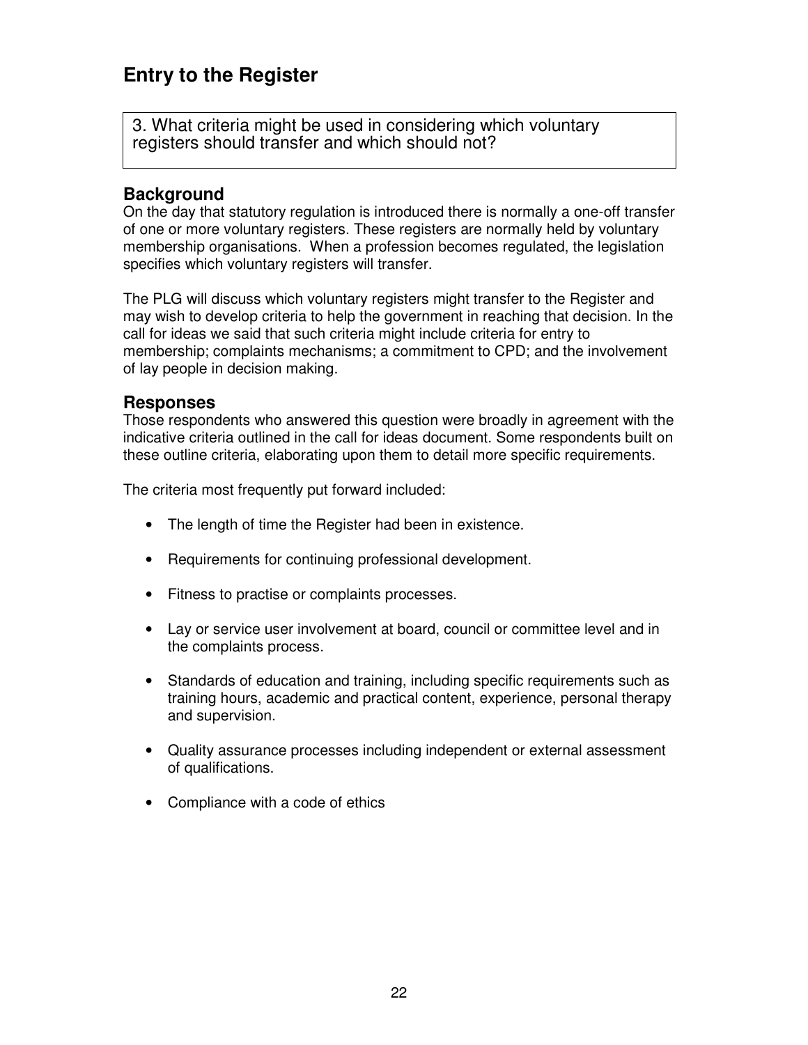## Entry to the Register

3. What criteria might be used in considering which voluntary registers should transfer and which should not?

### Background

On the day that statutory regulation is introduced there is normally a one-off transfer of one or more voluntary registers. These registers are normally held by voluntary membership organisations. When a profession becomes regulated, the legislation specifies which voluntary registers will transfer.

The PLG will discuss which voluntary registers might transfer to the Register and may wish to develop criteria to help the government in reaching that decision. In the call for ideas we said that such criteria might include criteria for entry to membership; complaints mechanisms; a commitment to CPD; and the involvement of lay people in decision making.

### Responses

Those respondents who answered this question were broadly in agreement with the indicative criteria outlined in the call for ideas document. Some respondents built on these outline criteria, elaborating upon them to detail more specific requirements.

The criteria most frequently put forward included:

- The length of time the Register had been in existence.
- Requirements for continuing professional development.
- Fitness to practise or complaints processes.
- Lay or service user involvement at board, council or committee level and in the complaints process.
- Standards of education and training, including specific requirements such as training hours, academic and practical content, experience, personal therapy and supervision.
- Quality assurance processes including independent or external assessment of qualifications.
- Compliance with a code of ethics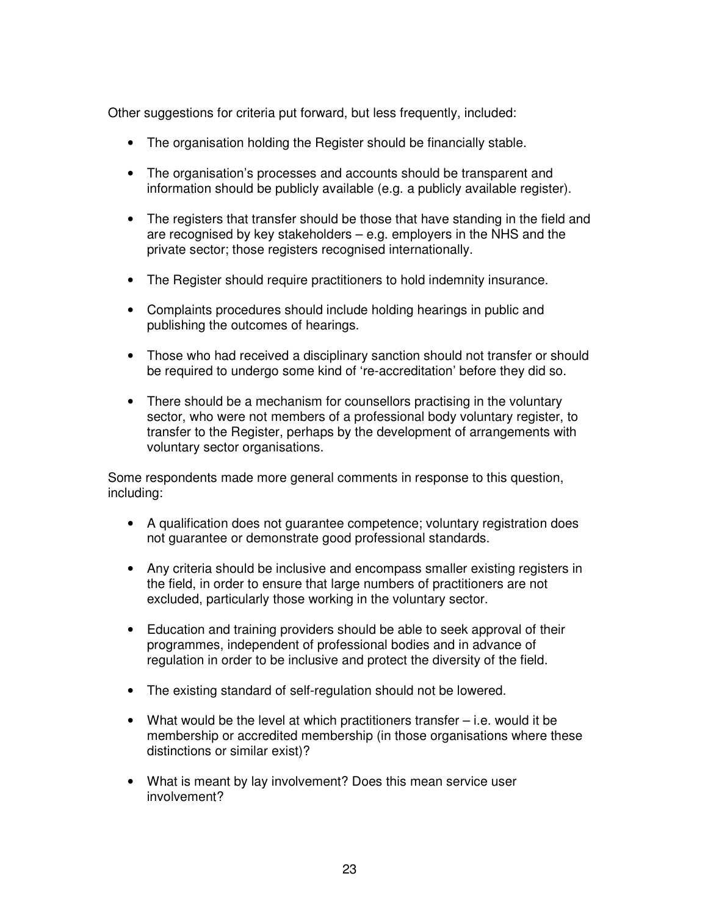Other suggestions for criteria put forward, but less frequently, included:

- The organisation holding the Register should be financially stable.
- The organisation's processes and accounts should be transparent and information should be publicly available (e.g. a publicly available register).
- The registers that transfer should be those that have standing in the field and are recognised by key stakeholders – e.g. employers in the NHS and the private sector; those registers recognised internationally.
- The Register should require practitioners to hold indemnity insurance.
- Complaints procedures should include holding hearings in public and publishing the outcomes of hearings.
- Those who had received a disciplinary sanction should not transfer or should be required to undergo some kind of 're-accreditation' before they did so.
- There should be a mechanism for counsellors practising in the voluntary sector, who were not members of a professional body voluntary register, to transfer to the Register, perhaps by the development of arrangements with voluntary sector organisations.

Some respondents made more general comments in response to this question, including:

- A qualification does not guarantee competence; voluntary registration does not guarantee or demonstrate good professional standards.
- Any criteria should be inclusive and encompass smaller existing registers in the field, in order to ensure that large numbers of practitioners are not excluded, particularly those working in the voluntary sector.
- Education and training providers should be able to seek approval of their programmes, independent of professional bodies and in advance of regulation in order to be inclusive and protect the diversity of the field.
- The existing standard of self-regulation should not be lowered.
- What would be the level at which practitioners transfer – i.e. would it be membership or accredited membership (in those organisations where these distinctions or similar exist)?
- What is meant by lay involvement? Does this mean service user involvement?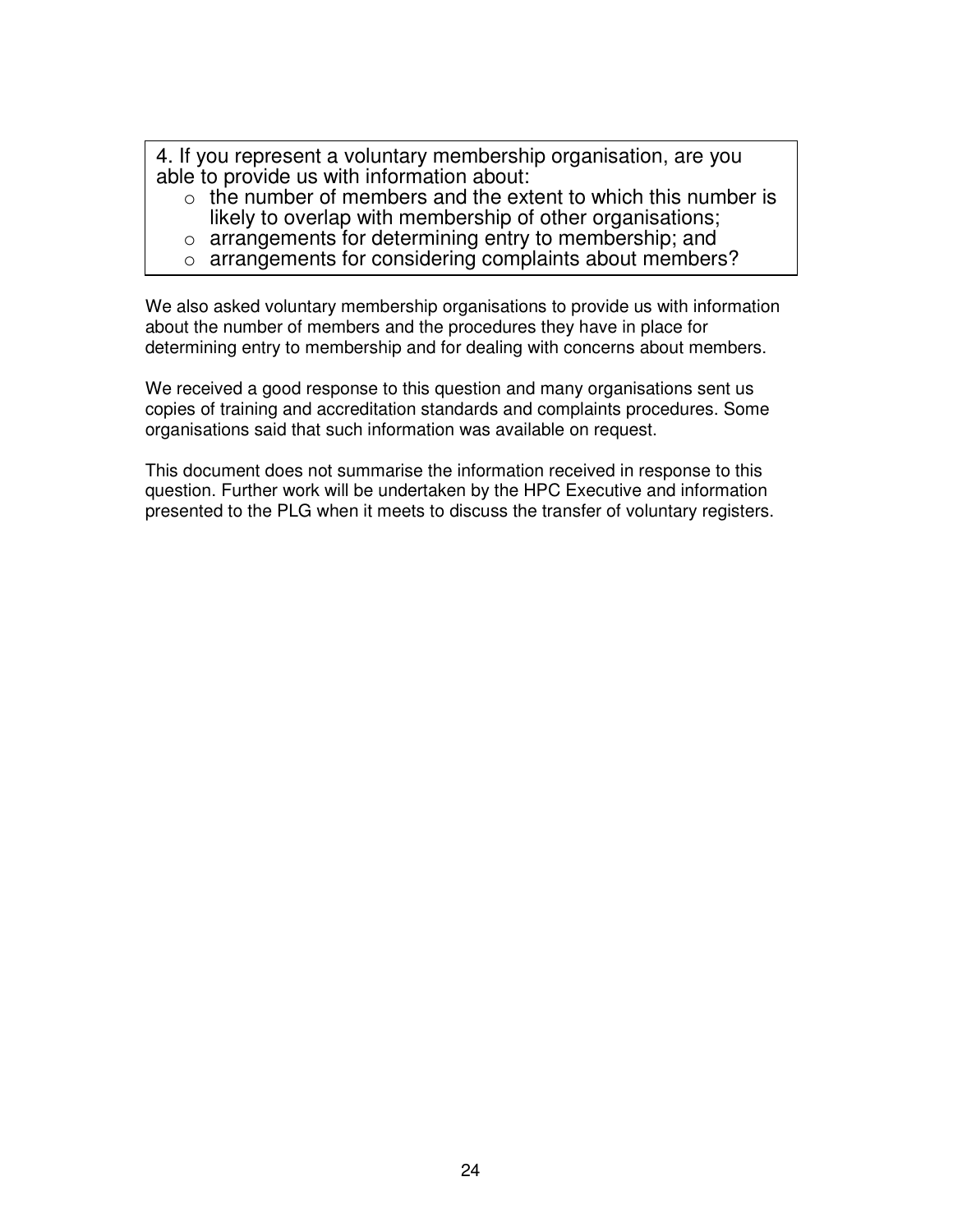> 4. If you represent a voluntary membership organisation, are you able to provide us with information about:
> - the number of members and the extent to which this number is likely to overlap with membership of other organisations;
> - arrangements for determining entry to membership; and
> - arrangements for considering complaints about members?

We also asked voluntary membership organisations to provide us with information about the number of members and the procedures they have in place for determining entry to membership and for dealing with concerns about members.

We received a good response to this question and many organisations sent us copies of training and accreditation standards and complaints procedures. Some organisations said that such information was available on request.

This document does not summarise the information received in response to this question. Further work will be undertaken by the HPC Executive and information presented to the PLG when it meets to discuss the transfer of voluntary registers.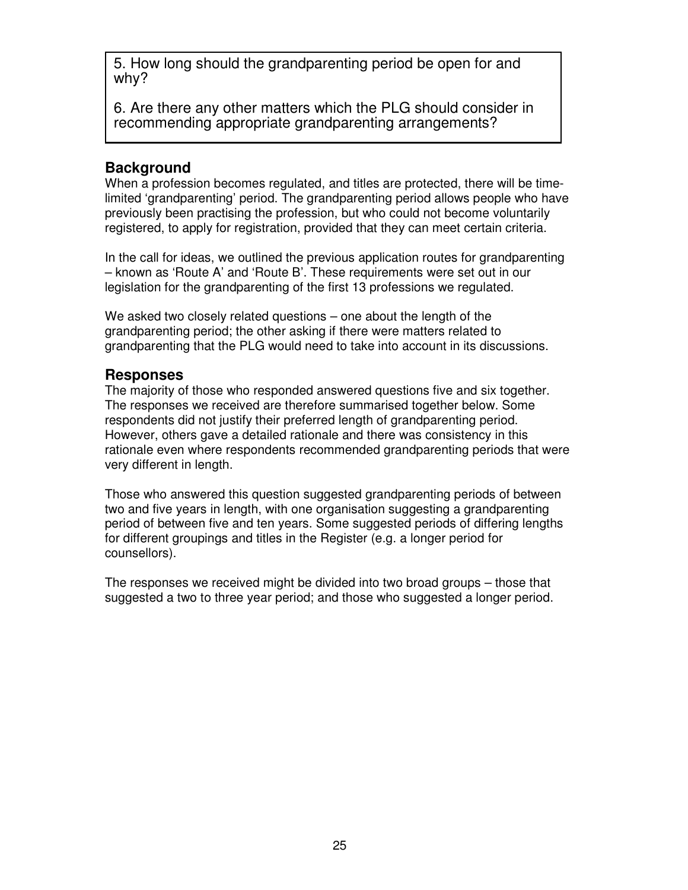5. How long should the grandparenting period be open for and why?

6. Are there any other matters which the PLG should consider in recommending appropriate grandparenting arrangements?

## Background

When a profession becomes regulated, and titles are protected, there will be time-limited 'grandparenting' period. The grandparenting period allows people who have previously been practising the profession, but who could not become voluntarily registered, to apply for registration, provided that they can meet certain criteria.

In the call for ideas, we outlined the previous application routes for grandparenting – known as 'Route A' and 'Route B'. These requirements were set out in our legislation for the grandparenting of the first 13 professions we regulated.

We asked two closely related questions – one about the length of the grandparenting period; the other asking if there were matters related to grandparenting that the PLG would need to take into account in its discussions.

## Responses

The majority of those who responded answered questions five and six together. The responses we received are therefore summarised together below. Some respondents did not justify their preferred length of grandparenting period. However, others gave a detailed rationale and there was consistency in this rationale even where respondents recommended grandparenting periods that were very different in length.

Those who answered this question suggested grandparenting periods of between two and five years in length, with one organisation suggesting a grandparenting period of between five and ten years. Some suggested periods of differing lengths for different groupings and titles in the Register (e.g. a longer period for counsellors).

The responses we received might be divided into two broad groups – those that suggested a two to three year period; and those who suggested a longer period.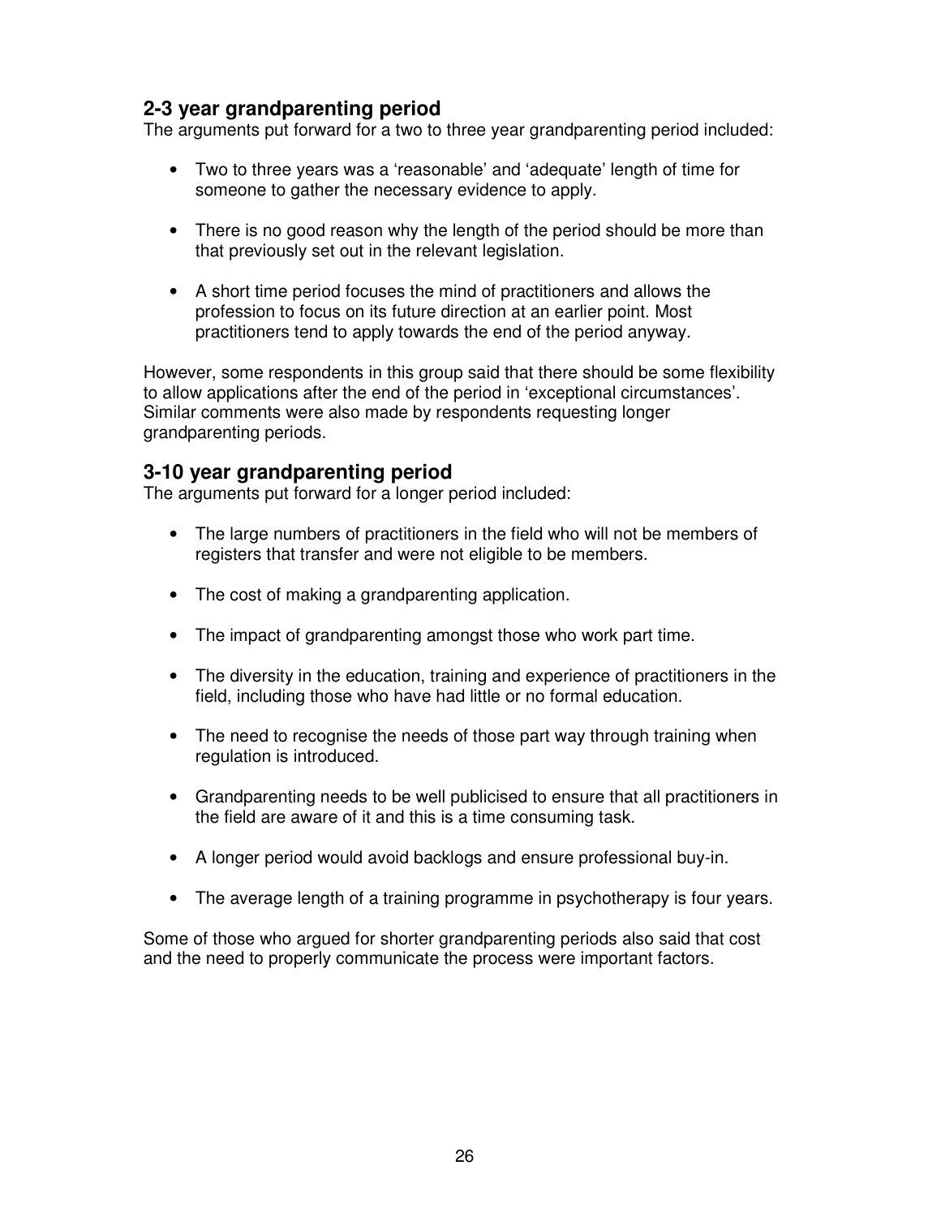## 2-3 year grandparenting period

The arguments put forward for a two to three year grandparenting period included:

- Two to three years was a 'reasonable' and 'adequate' length of time for someone to gather the necessary evidence to apply.
- There is no good reason why the length of the period should be more than that previously set out in the relevant legislation.
- A short time period focuses the mind of practitioners and allows the profession to focus on its future direction at an earlier point. Most practitioners tend to apply towards the end of the period anyway.

However, some respondents in this group said that there should be some flexibility to allow applications after the end of the period in 'exceptional circumstances'. Similar comments were also made by respondents requesting longer grandparenting periods.

## 3-10 year grandparenting period

The arguments put forward for a longer period included:

- The large numbers of practitioners in the field who will not be members of registers that transfer and were not eligible to be members.
- The cost of making a grandparenting application.
- The impact of grandparenting amongst those who work part time.
- The diversity in the education, training and experience of practitioners in the field, including those who have had little or no formal education.
- The need to recognise the needs of those part way through training when regulation is introduced.
- Grandparenting needs to be well publicised to ensure that all practitioners in the field are aware of it and this is a time consuming task.
- A longer period would avoid backlogs and ensure professional buy-in.
- The average length of a training programme in psychotherapy is four years.

Some of those who argued for shorter grandparenting periods also said that cost and the need to properly communicate the process were important factors.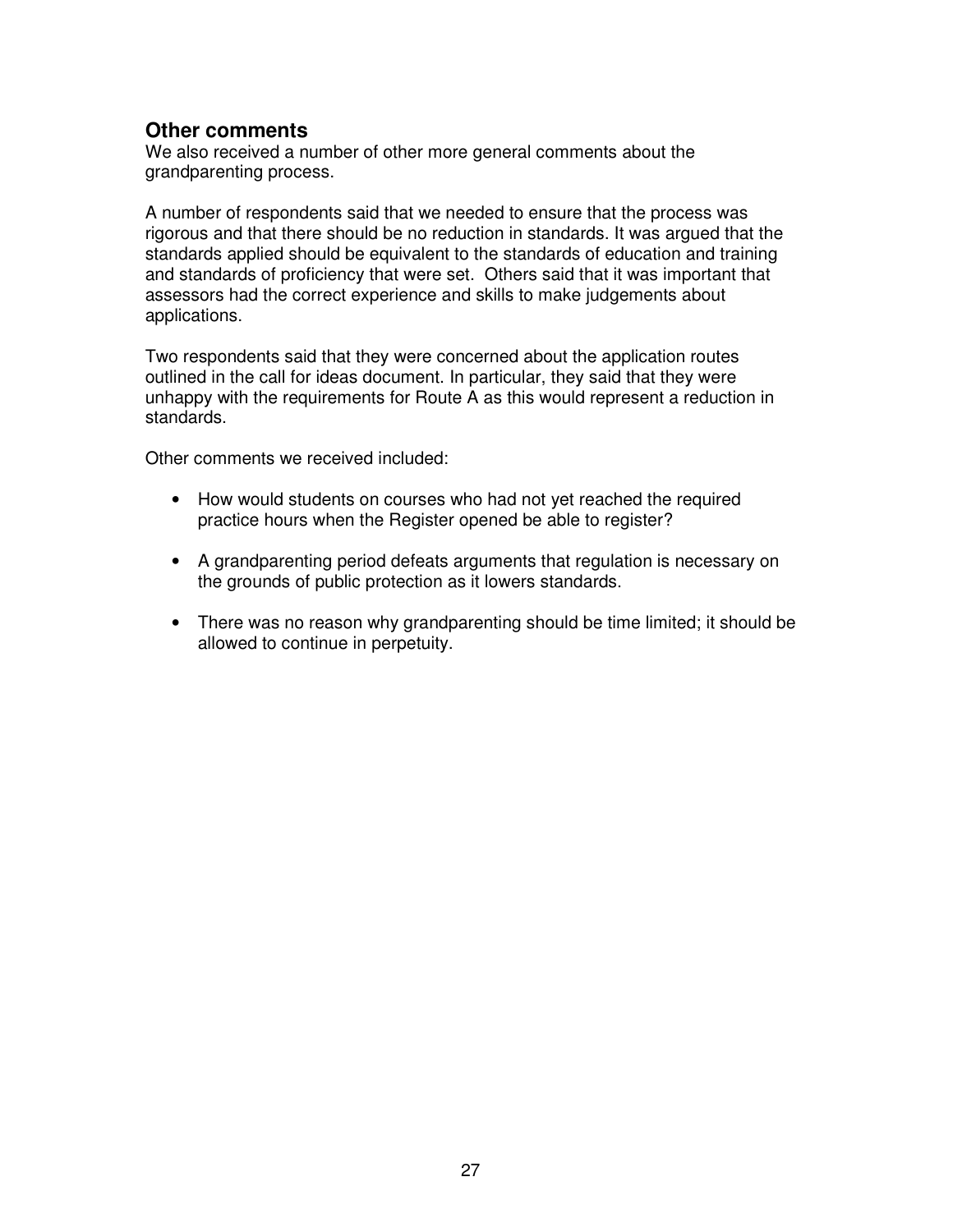## Other comments

We also received a number of other more general comments about the grandparenting process.

A number of respondents said that we needed to ensure that the process was rigorous and that there should be no reduction in standards. It was argued that the standards applied should be equivalent to the standards of education and training and standards of proficiency that were set. Others said that it was important that assessors had the correct experience and skills to make judgements about applications.

Two respondents said that they were concerned about the application routes outlined in the call for ideas document. In particular, they said that they were unhappy with the requirements for Route A as this would represent a reduction in standards.

Other comments we received included:

- How would students on courses who had not yet reached the required practice hours when the Register opened be able to register?
- A grandparenting period defeats arguments that regulation is necessary on the grounds of public protection as it lowers standards.
- There was no reason why grandparenting should be time limited; it should be allowed to continue in perpetuity.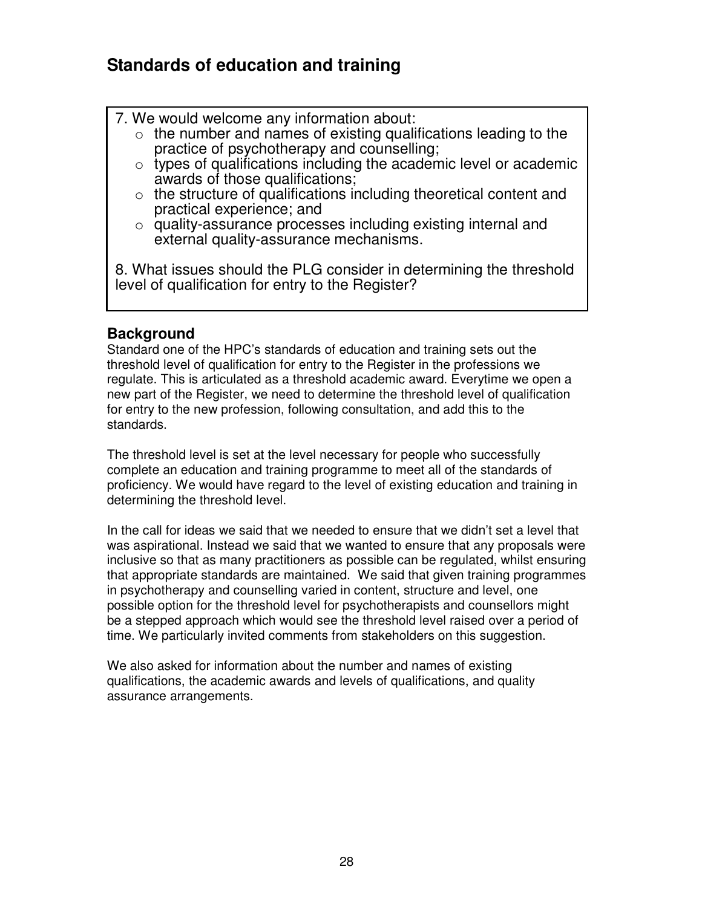## Standards of education and training

7. We would welcome any information about:
   - the number and names of existing qualifications leading to the practice of psychotherapy and counselling;
   - types of qualifications including the academic level or academic awards of those qualifications;
   - the structure of qualifications including theoretical content and practical experience; and
   - quality-assurance processes including existing internal and external quality-assurance mechanisms.

8. What issues should the PLG consider in determining the threshold level of qualification for entry to the Register?

### Background

Standard one of the HPC's standards of education and training sets out the threshold level of qualification for entry to the Register in the professions we regulate. This is articulated as a threshold academic award. Everytime we open a new part of the Register, we need to determine the threshold level of qualification for entry to the new profession, following consultation, and add this to the standards.

The threshold level is set at the level necessary for people who successfully complete an education and training programme to meet all of the standards of proficiency. We would have regard to the level of existing education and training in determining the threshold level.

In the call for ideas we said that we needed to ensure that we didn't set a level that was aspirational. Instead we said that we wanted to ensure that any proposals were inclusive so that as many practitioners as possible can be regulated, whilst ensuring that appropriate standards are maintained. We said that given training programmes in psychotherapy and counselling varied in content, structure and level, one possible option for the threshold level for psychotherapists and counsellors might be a stepped approach which would see the threshold level raised over a period of time. We particularly invited comments from stakeholders on this suggestion.

We also asked for information about the number and names of existing qualifications, the academic awards and levels of qualifications, and quality assurance arrangements.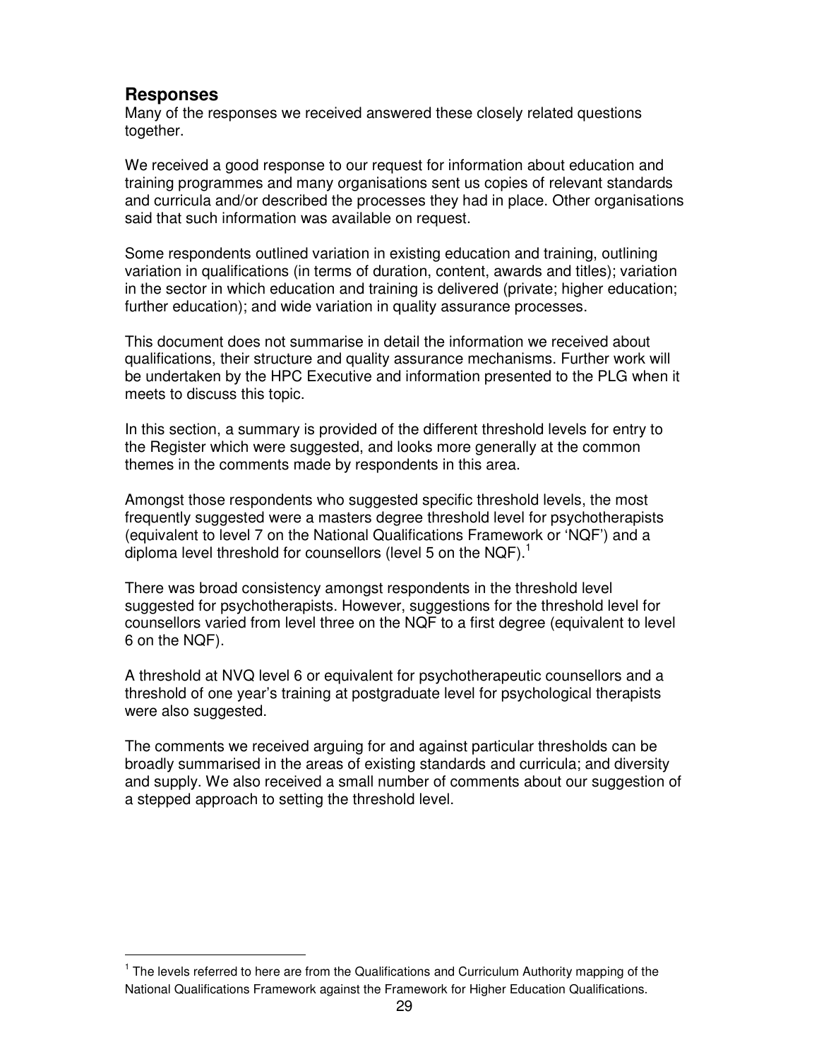## Responses

Many of the responses we received answered these closely related questions together.

We received a good response to our request for information about education and training programmes and many organisations sent us copies of relevant standards and curricula and/or described the processes they had in place. Other organisations said that such information was available on request.

Some respondents outlined variation in existing education and training, outlining variation in qualifications (in terms of duration, content, awards and titles); variation in the sector in which education and training is delivered (private; higher education; further education); and wide variation in quality assurance processes.

This document does not summarise in detail the information we received about qualifications, their structure and quality assurance mechanisms. Further work will be undertaken by the HPC Executive and information presented to the PLG when it meets to discuss this topic.

In this section, a summary is provided of the different threshold levels for entry to the Register which were suggested, and looks more generally at the common themes in the comments made by respondents in this area.

Amongst those respondents who suggested specific threshold levels, the most frequently suggested were a masters degree threshold level for psychotherapists (equivalent to level 7 on the National Qualifications Framework or 'NQF') and a diploma level threshold for counsellors (level 5 on the NQF).[1]

There was broad consistency amongst respondents in the threshold level suggested for psychotherapists. However, suggestions for the threshold level for counsellors varied from level three on the NQF to a first degree (equivalent to level 6 on the NQF).

A threshold at NVQ level 6 or equivalent for psychotherapeutic counsellors and a threshold of one year's training at postgraduate level for psychological therapists were also suggested.

The comments we received arguing for and against particular thresholds can be broadly summarised in the areas of existing standards and curricula; and diversity and supply. We also received a small number of comments about our suggestion of a stepped approach to setting the threshold level.

---

[1] The levels referred to here are from the Qualifications and Curriculum Authority mapping of the National Qualifications Framework against the Framework for Higher Education Qualifications.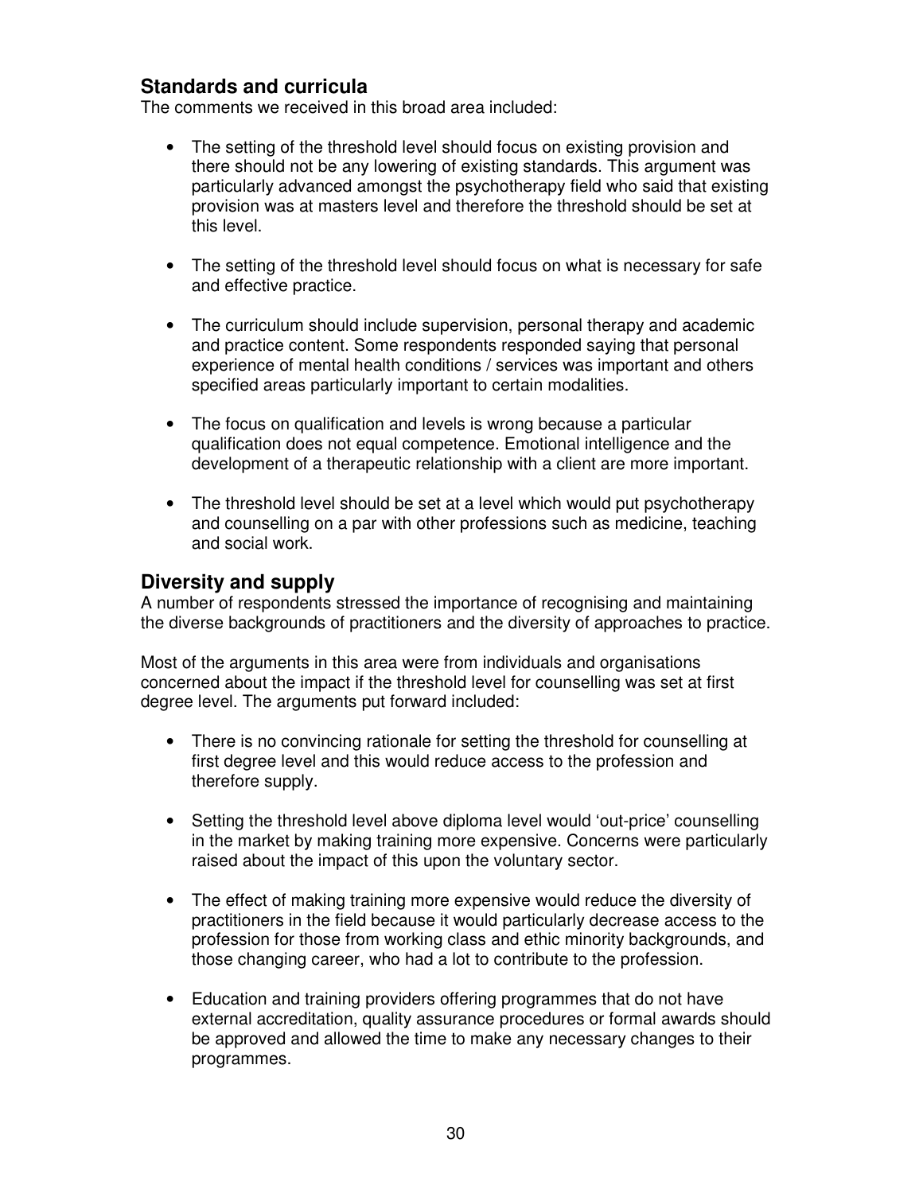## Standards and curricula

The comments we received in this broad area included:

- The setting of the threshold level should focus on existing provision and there should not be any lowering of existing standards. This argument was particularly advanced amongst the psychotherapy field who said that existing provision was at masters level and therefore the threshold should be set at this level.
- The setting of the threshold level should focus on what is necessary for safe and effective practice.
- The curriculum should include supervision, personal therapy and academic and practice content. Some respondents responded saying that personal experience of mental health conditions / services was important and others specified areas particularly important to certain modalities.
- The focus on qualification and levels is wrong because a particular qualification does not equal competence. Emotional intelligence and the development of a therapeutic relationship with a client are more important.
- The threshold level should be set at a level which would put psychotherapy and counselling on a par with other professions such as medicine, teaching and social work.

## Diversity and supply

A number of respondents stressed the importance of recognising and maintaining the diverse backgrounds of practitioners and the diversity of approaches to practice.

Most of the arguments in this area were from individuals and organisations concerned about the impact if the threshold level for counselling was set at first degree level. The arguments put forward included:

- There is no convincing rationale for setting the threshold for counselling at first degree level and this would reduce access to the profession and therefore supply.
- Setting the threshold level above diploma level would 'out-price' counselling in the market by making training more expensive. Concerns were particularly raised about the impact of this upon the voluntary sector.
- The effect of making training more expensive would reduce the diversity of practitioners in the field because it would particularly decrease access to the profession for those from working class and ethic minority backgrounds, and those changing career, who had a lot to contribute to the profession.
- Education and training providers offering programmes that do not have external accreditation, quality assurance procedures or formal awards should be approved and allowed the time to make any necessary changes to their programmes.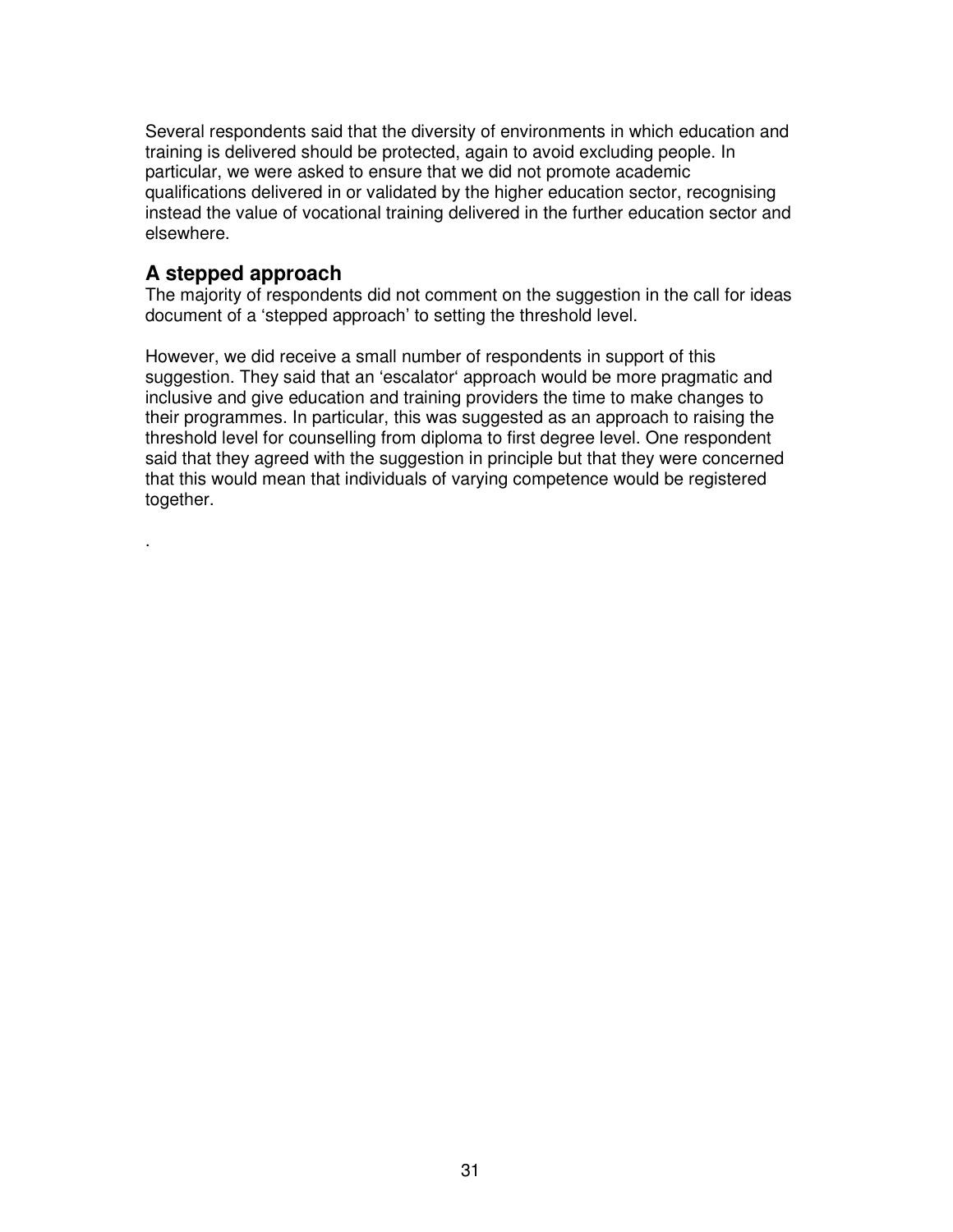Several respondents said that the diversity of environments in which education and training is delivered should be protected, again to avoid excluding people. In particular, we were asked to ensure that we did not promote academic qualifications delivered in or validated by the higher education sector, recognising instead the value of vocational training delivered in the further education sector and elsewhere.

## A stepped approach

The majority of respondents did not comment on the suggestion in the call for ideas document of a 'stepped approach' to setting the threshold level.

However, we did receive a small number of respondents in support of this suggestion. They said that an 'escalator' approach would be more pragmatic and inclusive and give education and training providers the time to make changes to their programmes. In particular, this was suggested as an approach to raising the threshold level for counselling from diploma to first degree level. One respondent said that they agreed with the suggestion in principle but that they were concerned that this would mean that individuals of varying competence would be registered together.

.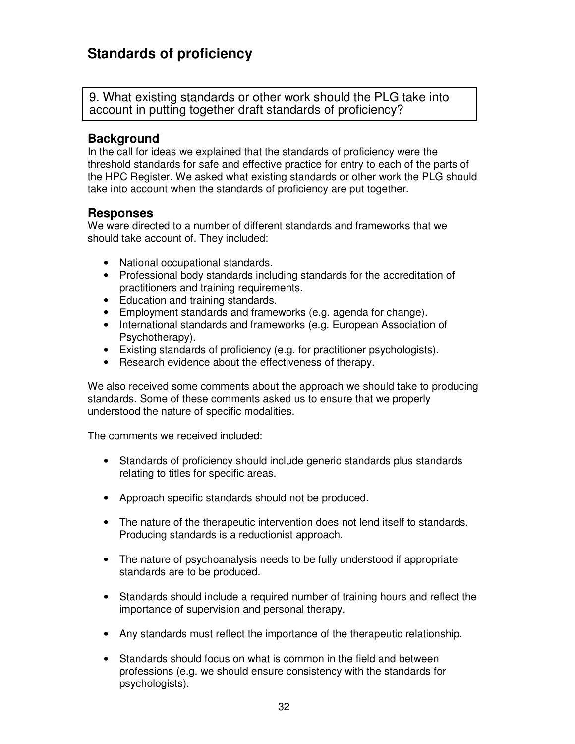## Standards of proficiency

9. What existing standards or other work should the PLG take into account in putting together draft standards of proficiency?

### Background

In the call for ideas we explained that the standards of proficiency were the threshold standards for safe and effective practice for entry to each of the parts of the HPC Register. We asked what existing standards or other work the PLG should take into account when the standards of proficiency are put together.

### Responses

We were directed to a number of different standards and frameworks that we should take account of. They included:

- National occupational standards.
- Professional body standards including standards for the accreditation of practitioners and training requirements.
- Education and training standards.
- Employment standards and frameworks (e.g. agenda for change).
- International standards and frameworks (e.g. European Association of Psychotherapy).
- Existing standards of proficiency (e.g. for practitioner psychologists).
- Research evidence about the effectiveness of therapy.

We also received some comments about the approach we should take to producing standards. Some of these comments asked us to ensure that we properly understood the nature of specific modalities.

The comments we received included:

- Standards of proficiency should include generic standards plus standards relating to titles for specific areas.
- Approach specific standards should not be produced.
- The nature of the therapeutic intervention does not lend itself to standards. Producing standards is a reductionist approach.
- The nature of psychoanalysis needs to be fully understood if appropriate standards are to be produced.
- Standards should include a required number of training hours and reflect the importance of supervision and personal therapy.
- Any standards must reflect the importance of the therapeutic relationship.
- Standards should focus on what is common in the field and between professions (e.g. we should ensure consistency with the standards for psychologists).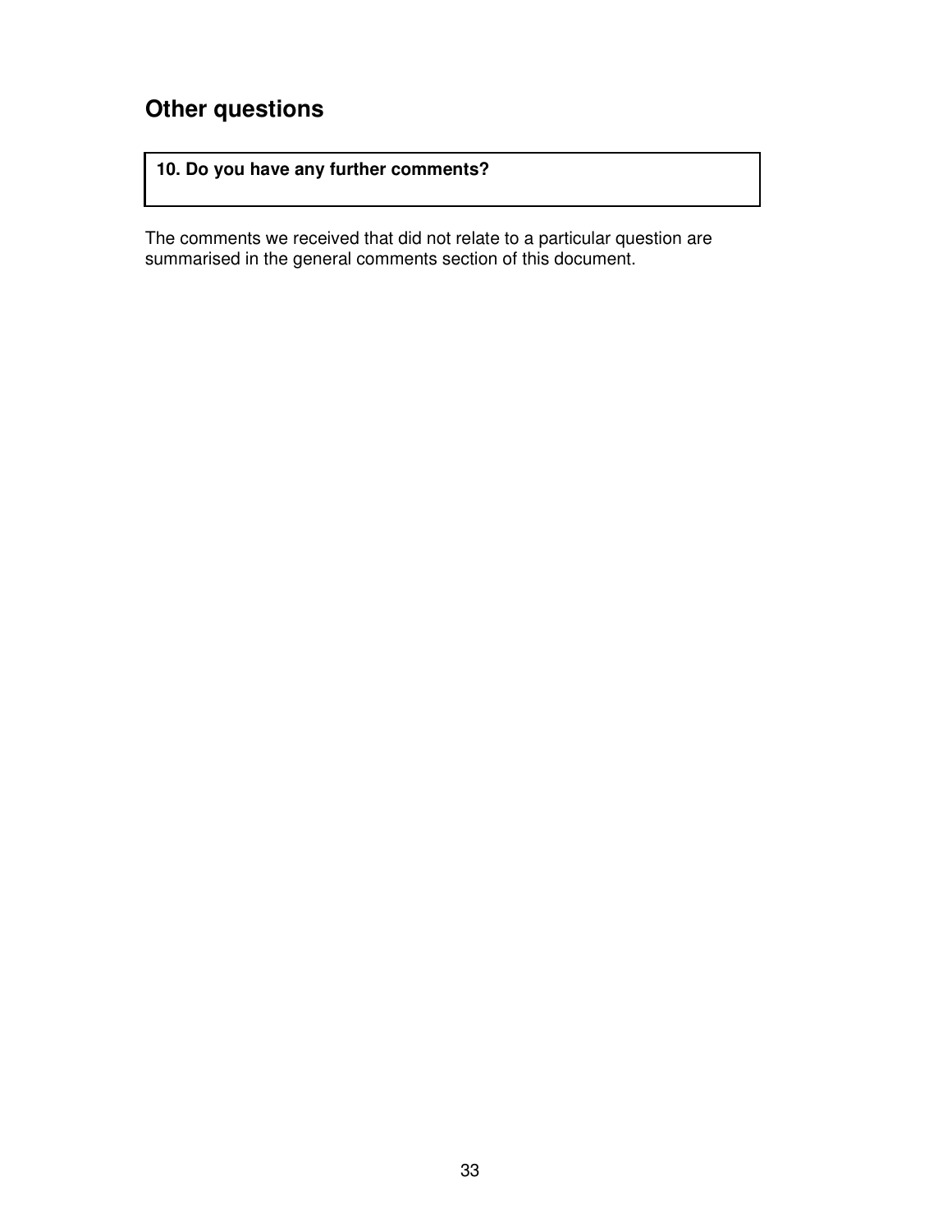## Other questions

**10. Do you have any further comments?**

The comments we received that did not relate to a particular question are summarised in the general comments section of this document.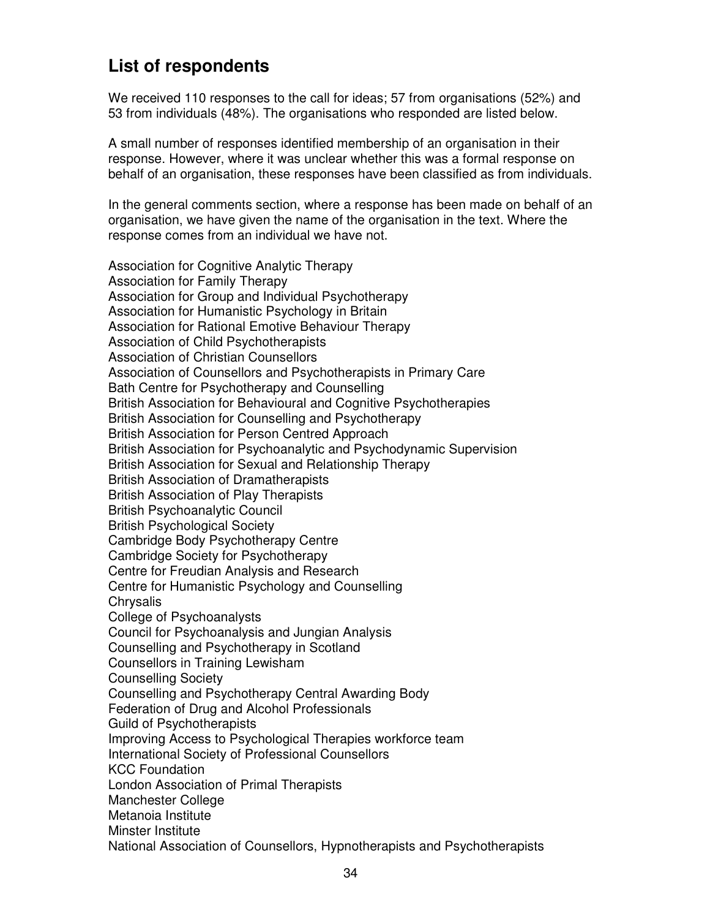## List of respondents

We received 110 responses to the call for ideas; 57 from organisations (52%) and 53 from individuals (48%). The organisations who responded are listed below.

A small number of responses identified membership of an organisation in their response. However, where it was unclear whether this was a formal response on behalf of an organisation, these responses have been classified as from individuals.

In the general comments section, where a response has been made on behalf of an organisation, we have given the name of the organisation in the text. Where the response comes from an individual we have not.

Association for Cognitive Analytic Therapy
Association for Family Therapy
Association for Group and Individual Psychotherapy
Association for Humanistic Psychology in Britain
Association for Rational Emotive Behaviour Therapy
Association of Child Psychotherapists
Association of Christian Counsellors
Association of Counsellors and Psychotherapists in Primary Care
Bath Centre for Psychotherapy and Counselling
British Association for Behavioural and Cognitive Psychotherapies
British Association for Counselling and Psychotherapy
British Association for Person Centred Approach
British Association for Psychoanalytic and Psychodynamic Supervision
British Association for Sexual and Relationship Therapy
British Association of Dramatherapists
British Association of Play Therapists
British Psychoanalytic Council
British Psychological Society
Cambridge Body Psychotherapy Centre
Cambridge Society for Psychotherapy
Centre for Freudian Analysis and Research
Centre for Humanistic Psychology and Counselling
Chrysalis
College of Psychoanalysts
Council for Psychoanalysis and Jungian Analysis
Counselling and Psychotherapy in Scotland
Counsellors in Training Lewisham
Counselling Society
Counselling and Psychotherapy Central Awarding Body
Federation of Drug and Alcohol Professionals
Guild of Psychotherapists
Improving Access to Psychological Therapies workforce team
International Society of Professional Counsellors
KCC Foundation
London Association of Primal Therapists
Manchester College
Metanoia Institute
Minster Institute
National Association of Counsellors, Hypnotherapists and Psychotherapists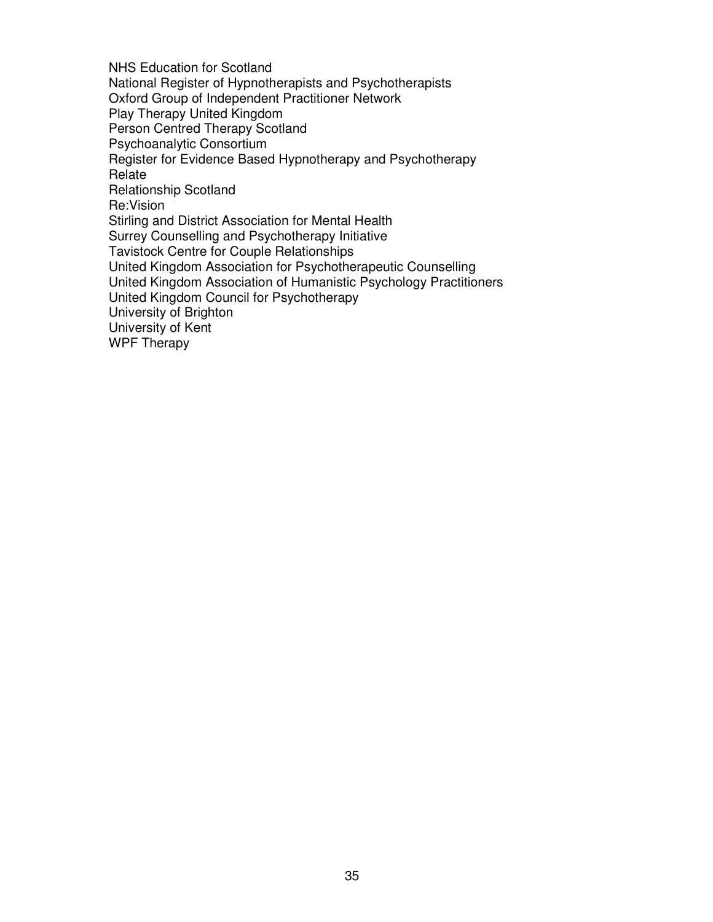NHS Education for Scotland
National Register of Hypnotherapists and Psychotherapists
Oxford Group of Independent Practitioner Network
Play Therapy United Kingdom
Person Centred Therapy Scotland
Psychoanalytic Consortium
Register for Evidence Based Hypnotherapy and Psychotherapy
Relate
Relationship Scotland
Re:Vision
Stirling and District Association for Mental Health
Surrey Counselling and Psychotherapy Initiative
Tavistock Centre for Couple Relationships
United Kingdom Association for Psychotherapeutic Counselling
United Kingdom Association of Humanistic Psychology Practitioners
United Kingdom Council for Psychotherapy
University of Brighton
University of Kent
WPF Therapy